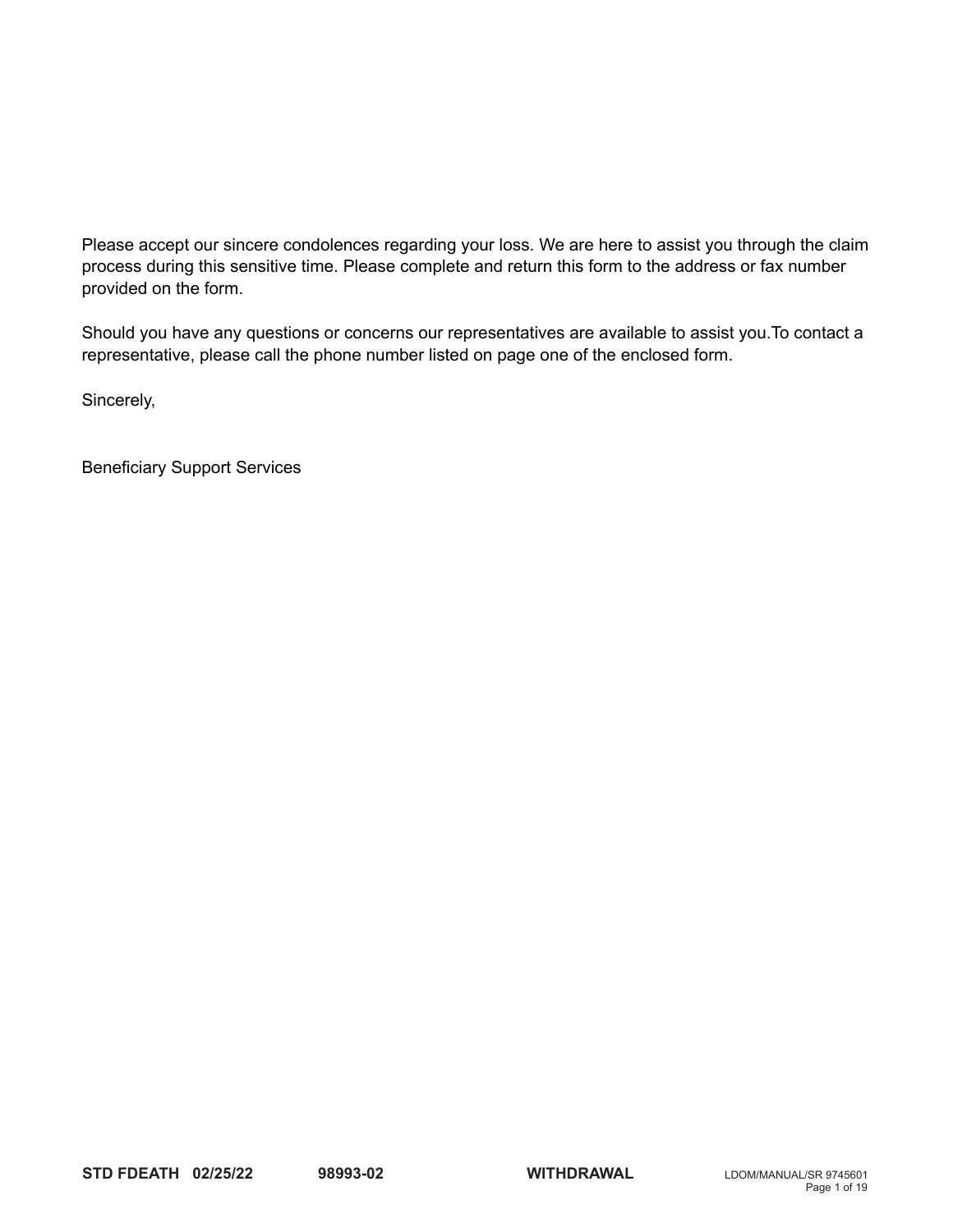Please accept our sincere condolences regarding your loss. We are here to assist you through the claim process during this sensitive time. Please complete and return this form to the address or fax number provided on the form.

Should you have any questions or concerns our representatives are available to assist you.To contact a representative, please call the phone number listed on page one of the enclosed form.

Sincerely,

Beneficiary Support Services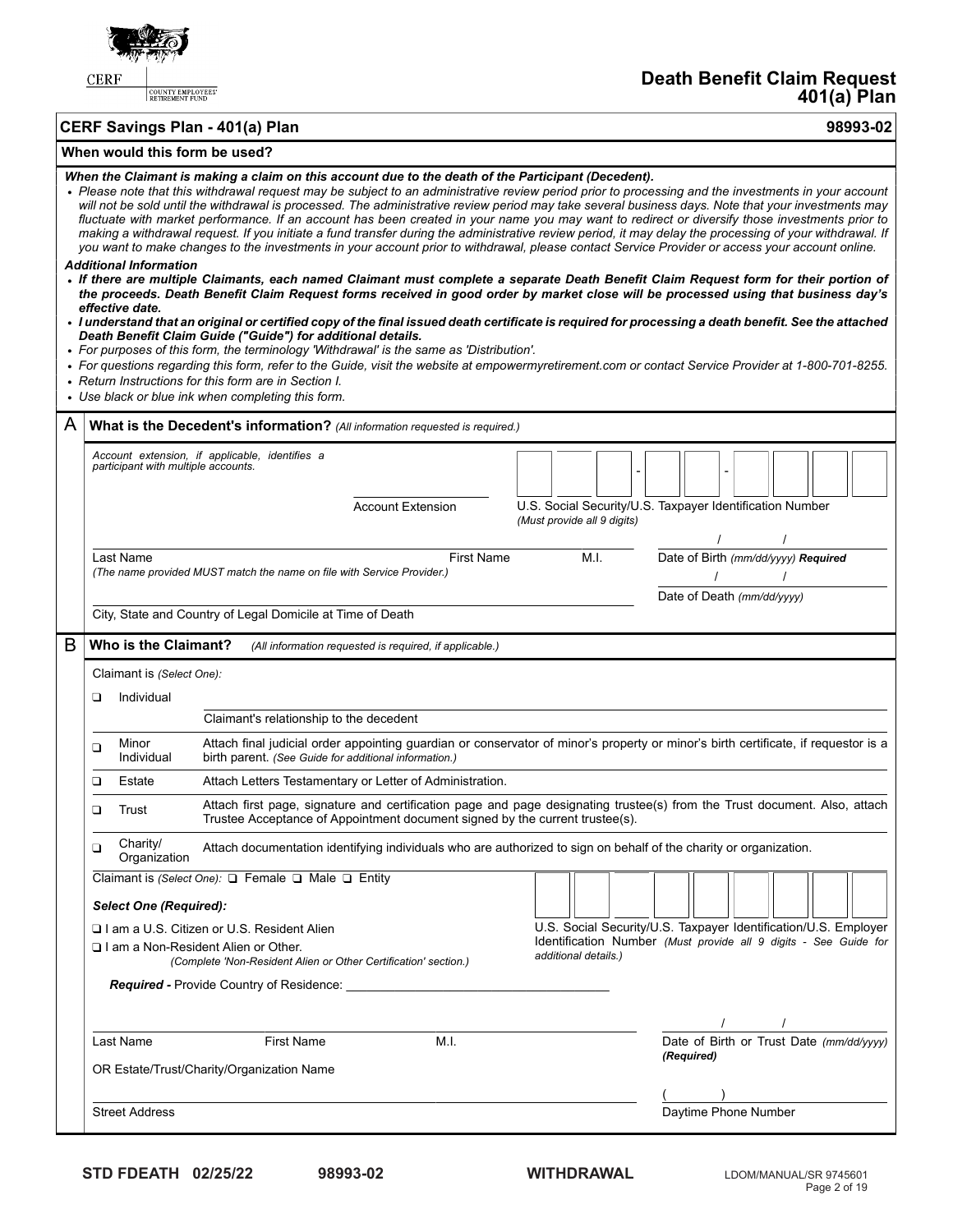CERF
COUNTY EMPLOYEES' RETIREMENT FUND

# Death Benefit Claim Request 401(a) Plan

## CERF Savings Plan - 401(a) Plan 98993-02

### When would this form be used?

***When the Claimant is making a claim on this account due to the death of the Participant (Decedent).***

- *Please note that this withdrawal request may be subject to an administrative review period prior to processing and the investments in your account will not be sold until the withdrawal is processed. The administrative review period may take several business days. Note that your investments may fluctuate with market performance. If an account has been created in your name you may want to redirect or diversify those investments prior to making a withdrawal request. If you initiate a fund transfer during the administrative review period, it may delay the processing of your withdrawal. If you want to make changes to the investments in your account prior to withdrawal, please contact Service Provider or access your account online.*

***Additional Information***

- ***If there are multiple Claimants, each named Claimant must complete a separate Death Benefit Claim Request form for their portion of the proceeds. Death Benefit Claim Request forms received in good order by market close will be processed using that business day's effective date.***
- ***I understand that an original or certified copy of the final issued death certificate is required for processing a death benefit. See the attached Death Benefit Claim Guide ("Guide") for additional details.***
- *For purposes of this form, the terminology 'Withdrawal' is the same as 'Distribution'.*
- *For questions regarding this form, refer to the Guide, visit the website at empowermyretirement.com or contact Service Provider at 1-800-701-8255.*
- *Return Instructions for this form are in Section I.*
- *Use black or blue ink when completing this form.*

## A What is the Decedent's information? *(All information requested is required.)*

*Account extension, if applicable, identifies a participant with multiple accounts.*

_______________ Account Extension

___ ___ ___ - ___ ___ - ___ ___ ___ ___
U.S. Social Security/U.S. Taxpayer Identification Number *(Must provide all 9 digits)*

Last Name ______ First Name ______ M.I. ______
*(The name provided MUST match the name on file with Service Provider.)*

Date of Birth *(mm/dd/yyyy)* ***Required*** ____ / ____ / ______

Date of Death *(mm/dd/yyyy)* ____ / ____ / ______

City, State and Country of Legal Domicile at Time of Death ______________________

## B Who is the Claimant? *(All information requested is required, if applicable.)*

Claimant is *(Select One)*:

| | | |
|---|---|---|
| ❑ | Individual | Claimant's relationship to the decedent ______________ |
| ❑ | Minor Individual | Attach final judicial order appointing guardian or conservator of minor's property or minor's birth certificate, if requestor is a birth parent. *(See Guide for additional information.)* |
| ❑ | Estate | Attach Letters Testamentary or Letter of Administration. |
| ❑ | Trust | Attach first page, signature and certification page and page designating trustee(s) from the Trust document. Also, attach Trustee Acceptance of Appointment document signed by the current trustee(s). |
| ❑ | Charity/ Organization | Attach documentation identifying individuals who are authorized to sign on behalf of the charity or organization. |

Claimant is *(Select One)*: ❑ Female ❑ Male ❑ Entity

***Select One (Required):***

❑ I am a U.S. Citizen or U.S. Resident Alien

❑ I am a Non-Resident Alien or Other.
*(Complete 'Non-Resident Alien or Other Certification' section.)*

___ ___ ___ ___ ___ ___ ___ ___ ___
U.S. Social Security/U.S. Taxpayer Identification/U.S. Employer Identification Number *(Must provide all 9 digits - See Guide for additional details.)*

***Required -*** Provide Country of Residence: ______________________

Last Name ______ First Name ______ M.I. ______
OR Estate/Trust/Charity/Organization Name

Date of Birth or Trust Date *(mm/dd/yyyy)* ***(Required)*** ____ / ____ / ______

Street Address ______________________

Daytime Phone Number ( ____ ) ______________

STD FDEATH 02/25/22 98993-02 WITHDRAWAL LDOM/MANUAL/SR 9745601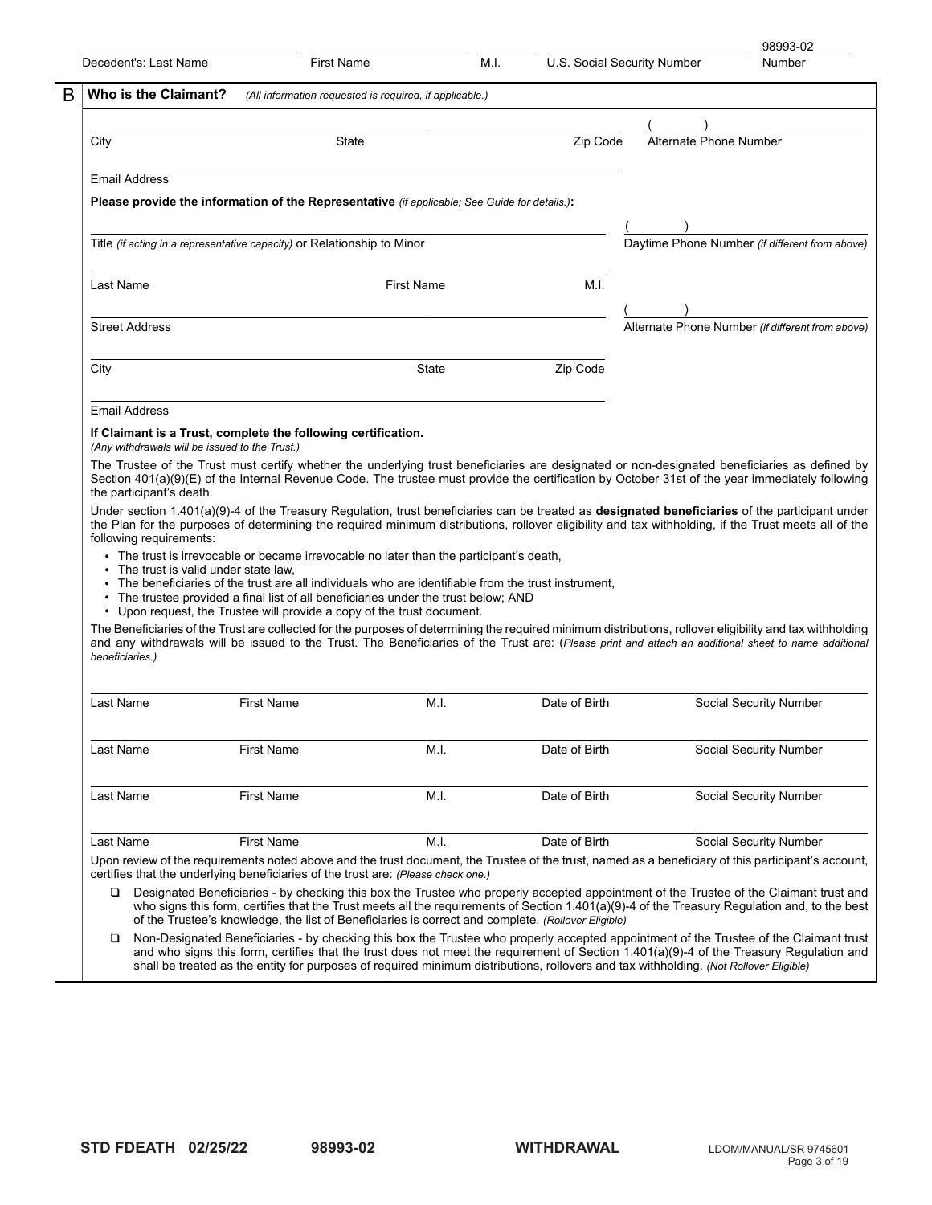Decedent's: Last Name | First Name | M.I. | U.S. Social Security Number | 98993-02 Number

## B Who is the Claimant? *(All information requested is required, if applicable.)*

City | State | Zip Code | ( ) Alternate Phone Number

Email Address

**Please provide the information of the Representative** *(if applicable; See Guide for details.)***:**

Title *(if acting in a representative capacity)* or Relationship to Minor | ( ) Daytime Phone Number *(if different from above)*

Last Name | First Name | M.I.

Street Address | ( ) Alternate Phone Number *(if different from above)*

City | State | Zip Code

Email Address

**If Claimant is a Trust, complete the following certification.**
*(Any withdrawals will be issued to the Trust.)*

The Trustee of the Trust must certify whether the underlying trust beneficiaries are designated or non-designated beneficiaries as defined by Section 401(a)(9)(E) of the Internal Revenue Code. The trustee must provide the certification by October 31st of the year immediately following the participant's death.

Under section 1.401(a)(9)-4 of the Treasury Regulation, trust beneficiaries can be treated as **designated beneficiaries** of the participant under the Plan for the purposes of determining the required minimum distributions, rollover eligibility and tax withholding, if the Trust meets all of the following requirements:

- The trust is irrevocable or became irrevocable no later than the participant's death,
- The trust is valid under state law,
- The beneficiaries of the trust are all individuals who are identifiable from the trust instrument,
- The trustee provided a final list of all beneficiaries under the trust below; AND
- Upon request, the Trustee will provide a copy of the trust document.

The Beneficiaries of the Trust are collected for the purposes of determining the required minimum distributions, rollover eligibility and tax withholding and any withdrawals will be issued to the Trust. The Beneficiaries of the Trust are: (*Please print and attach an additional sheet to name additional beneficiaries.)*

| Last Name | First Name | M.I. | Date of Birth | Social Security Number |
|---|---|---|---|---|
| | | | | |
| | | | | |
| | | | | |
| | | | | |

Upon review of the requirements noted above and the trust document, the Trustee of the trust, named as a beneficiary of this participant's account, certifies that the underlying beneficiaries of the trust are: *(Please check one.)*

- ❑ Designated Beneficiaries - by checking this box the Trustee who properly accepted appointment of the Trustee of the Claimant trust and who signs this form, certifies that the Trust meets all the requirements of Section 1.401(a)(9)-4 of the Treasury Regulation and, to the best of the Trustee's knowledge, the list of Beneficiaries is correct and complete. *(Rollover Eligible)*
- ❑ Non-Designated Beneficiaries - by checking this box the Trustee who properly accepted appointment of the Trustee of the Claimant trust and who signs this form, certifies that the trust does not meet the requirement of Section 1.401(a)(9)-4 of the Treasury Regulation and shall be treated as the entity for purposes of required minimum distributions, rollovers and tax withholding. *(Not Rollover Eligible)*

STD FDEATH 02/25/22 | 98993-02 | WITHDRAWAL | LDOM/MANUAL/SR 9745601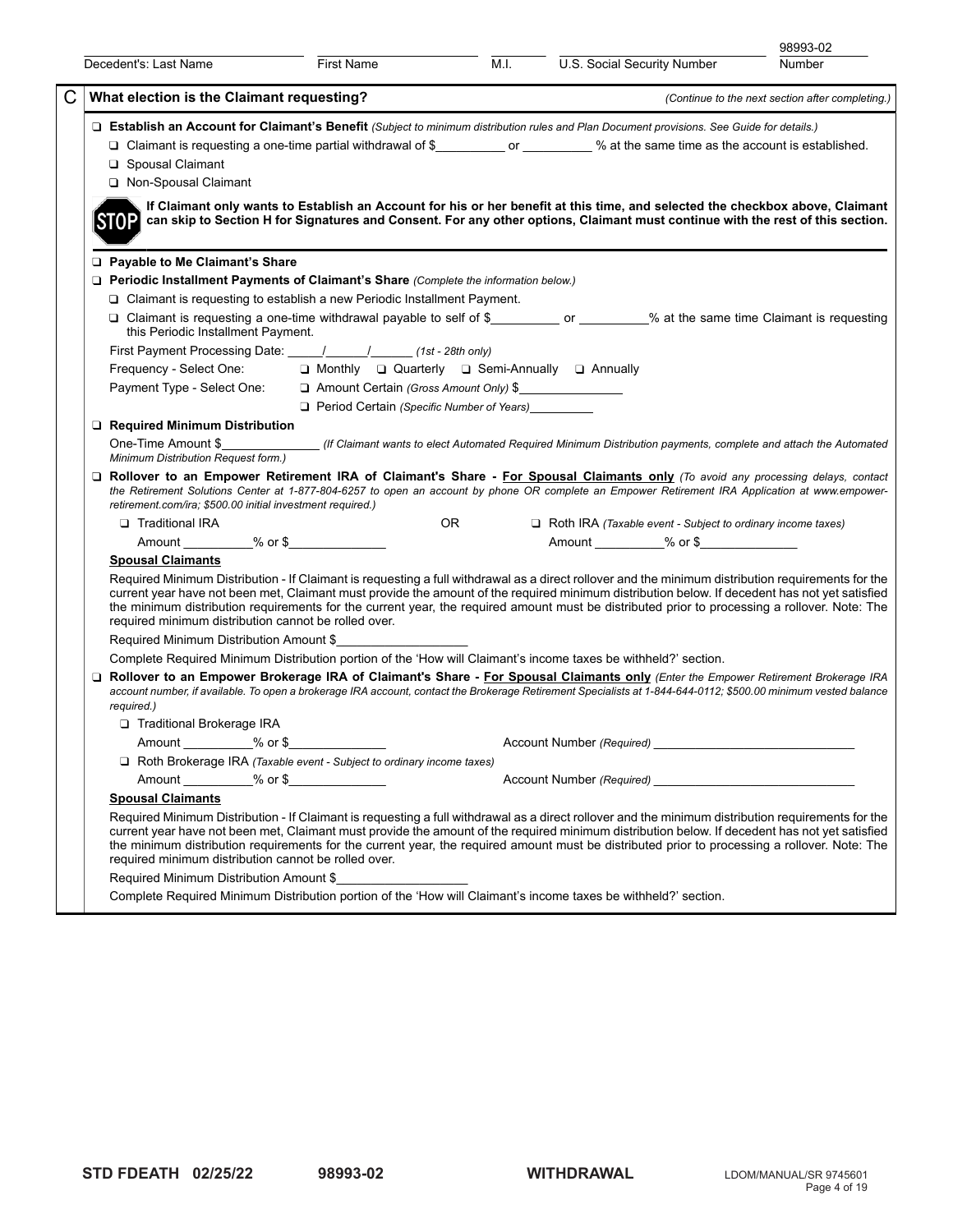Decedent's: Last Name | First Name | M.I. | U.S. Social Security Number | 98993-02 Number

## C What election is the Claimant requesting?

*(Continue to the next section after completing.)*

❑ **Establish an Account for Claimant's Benefit** *(Subject to minimum distribution rules and Plan Document provisions. See Guide for details.)*

- ❑ Claimant is requesting a one-time partial withdrawal of $__________ or __________ % at the same time as the account is established.
- ❑ Spousal Claimant
- ❑ Non-Spousal Claimant

**STOP** **If Claimant only wants to Establish an Account for his or her benefit at this time, and selected the checkbox above, Claimant can skip to Section H for Signatures and Consent. For any other options, Claimant must continue with the rest of this section.**

❑ **Payable to Me Claimant's Share**

❑ **Periodic Installment Payments of Claimant's Share** *(Complete the information below.)*

- ❑ Claimant is requesting to establish a new Periodic Installment Payment.
- ❑ Claimant is requesting a one-time withdrawal payable to self of $__________ or __________% at the same time Claimant is requesting this Periodic Installment Payment.

First Payment Processing Date: _____/_____/______ *(1st - 28th only)*

Frequency - Select One: ❑ Monthly ❑ Quarterly ❑ Semi-Annually ❑ Annually

Payment Type - Select One: ❑ Amount Certain *(Gross Amount Only)* $________________

❑ Period Certain *(Specific Number of Years)*__________

❑ **Required Minimum Distribution**

One-Time Amount $______________ *(If Claimant wants to elect Automated Required Minimum Distribution payments, complete and attach the Automated Minimum Distribution Request form.)*

❑ **Rollover to an Empower Retirement IRA of Claimant's Share - For Spousal Claimants only** *(To avoid any processing delays, contact the Retirement Solutions Center at 1-877-804-6257 to open an account by phone OR complete an Empower Retirement IRA Application at www.empower-retirement.com/ira; $500.00 initial investment required.)*

❑ Traditional IRA OR ❑ Roth IRA *(Taxable event - Subject to ordinary income taxes)*

Amount __________% or $______________ Amount __________% or $______________

**Spousal Claimants**

Required Minimum Distribution - If Claimant is requesting a full withdrawal as a direct rollover and the minimum distribution requirements for the current year have not been met, Claimant must provide the amount of the required minimum distribution below. If decedent has not yet satisfied the minimum distribution requirements for the current year, the required amount must be distributed prior to processing a rollover. Note: The required minimum distribution cannot be rolled over.

Required Minimum Distribution Amount $___________________

Complete Required Minimum Distribution portion of the 'How will Claimant's income taxes be withheld?' section.

❑ **Rollover to an Empower Brokerage IRA of Claimant's Share - For Spousal Claimants only** *(Enter the Empower Retirement Brokerage IRA account number, if available. To open a brokerage IRA account, contact the Brokerage Retirement Specialists at 1-844-644-0112; $500.00 minimum vested balance required.)*

❑ Traditional Brokerage IRA

Amount __________% or $______________ Account Number *(Required)* ______________________________

❑ Roth Brokerage IRA *(Taxable event - Subject to ordinary income taxes)*

Amount __________% or $______________ Account Number *(Required)* ______________________________

**Spousal Claimants**

Required Minimum Distribution - If Claimant is requesting a full withdrawal as a direct rollover and the minimum distribution requirements for the current year have not been met, Claimant must provide the amount of the required minimum distribution below. If decedent has not yet satisfied the minimum distribution requirements for the current year, the required amount must be distributed prior to processing a rollover. Note: The required minimum distribution cannot be rolled over.

Required Minimum Distribution Amount $___________________

Complete Required Minimum Distribution portion of the 'How will Claimant's income taxes be withheld?' section.

STD FDEATH 02/25/22 98993-02 WITHDRAWAL LDOM/MANUAL/SR 9745601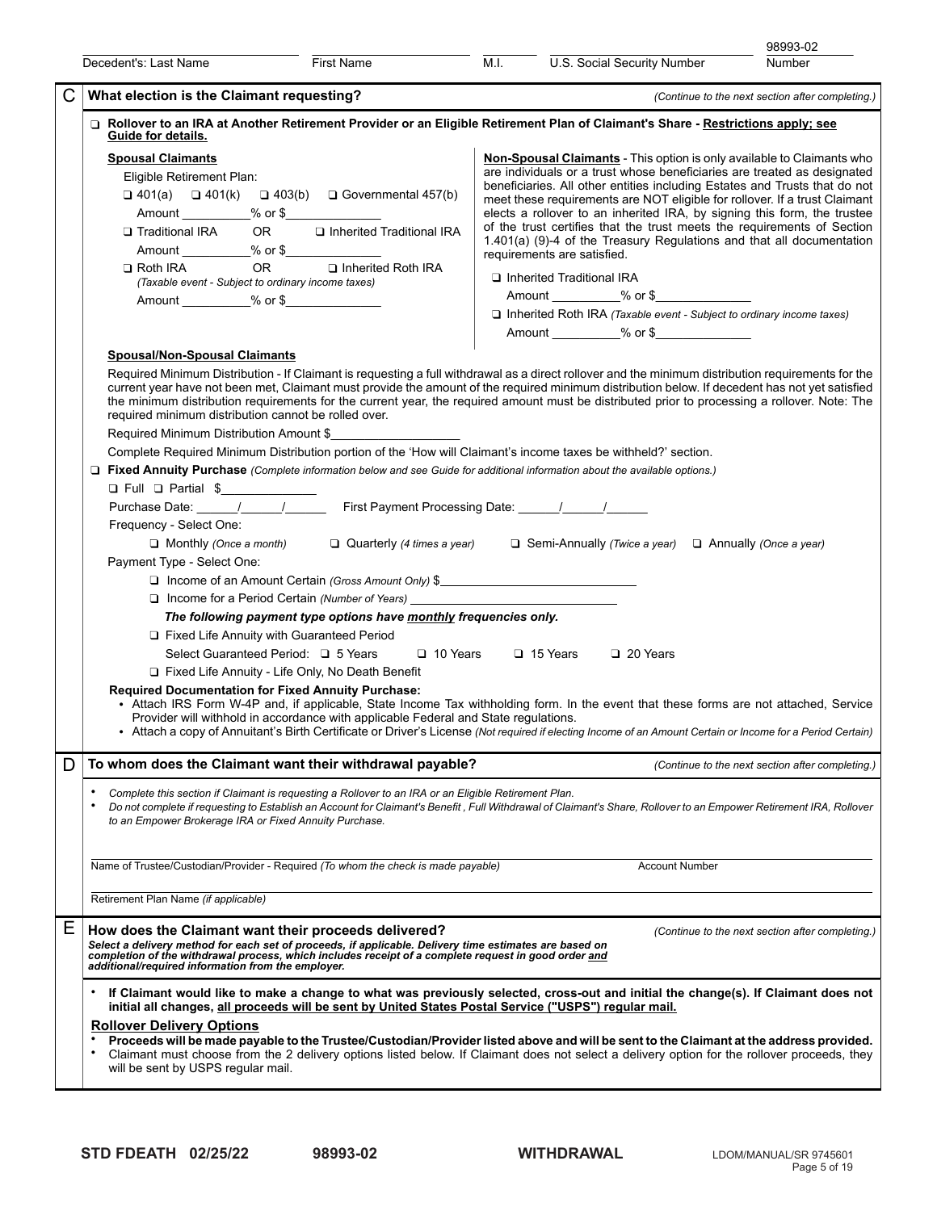Decedent's: Last Name ____ First Name ____ M.I. ____ U.S. Social Security Number ____ 98993-02 Number

## C What election is the Claimant requesting?

*(Continue to the next section after completing.)*

❑ **Rollover to an IRA at Another Retirement Provider or an Eligible Retirement Plan of Claimant's Share - Restrictions apply; see Guide for details.**

**Spousal Claimants**

Eligible Retirement Plan:

❑ 401(a) ❑ 401(k) ❑ 403(b) ❑ Governmental 457(b)

Amount __________% or $______________

❑ Traditional IRA OR ❑ Inherited Traditional IRA

Amount __________% or $______________

❑ Roth IRA OR ❑ Inherited Roth IRA

*(Taxable event - Subject to ordinary income taxes)*

Amount __________% or $______________

**Non-Spousal Claimants** - This option is only available to Claimants who are individuals or a trust whose beneficiaries are treated as designated beneficiaries. All other entities including Estates and Trusts that do not meet these requirements are NOT eligible for rollover. If a trust Claimant elects a rollover to an inherited IRA, by signing this form, the trustee of the trust certifies that the trust meets the requirements of Section 1.401(a) (9)-4 of the Treasury Regulations and that all documentation requirements are satisfied.

❑ Inherited Traditional IRA

Amount __________% or $______________

❑ Inherited Roth IRA *(Taxable event - Subject to ordinary income taxes)*

Amount __________% or $______________

**Spousal/Non-Spousal Claimants**

Required Minimum Distribution - If Claimant is requesting a full withdrawal as a direct rollover and the minimum distribution requirements for the current year have not been met, Claimant must provide the amount of the required minimum distribution below. If decedent has not yet satisfied the minimum distribution requirements for the current year, the required amount must be distributed prior to processing a rollover. Note: The required minimum distribution cannot be rolled over.

Required Minimum Distribution Amount $__________________

Complete Required Minimum Distribution portion of the 'How will Claimant's income taxes be withheld?' section.

❑ **Fixed Annuity Purchase** *(Complete information below and see Guide for additional information about the available options.)*

❑ Full ❑ Partial $______________

Purchase Date: ______/______/______ First Payment Processing Date: ______/______/______

Frequency - Select One:

❑ Monthly *(Once a month)* ❑ Quarterly *(4 times a year)* ❑ Semi-Annually *(Twice a year)* ❑ Annually *(Once a year)*

Payment Type - Select One:

❑ Income of an Amount Certain *(Gross Amount Only)* $____________________________

❑ Income for a Period Certain *(Number of Years)* ______________________________

***The following payment type options have monthly frequencies only.***

❑ Fixed Life Annuity with Guaranteed Period

Select Guaranteed Period: ❑ 5 Years ❑ 10 Years ❑ 15 Years ❑ 20 Years

❑ Fixed Life Annuity - Life Only, No Death Benefit

**Required Documentation for Fixed Annuity Purchase:**

- Attach IRS Form W-4P and, if applicable, State Income Tax withholding form. In the event that these forms are not attached, Service Provider will withhold in accordance with applicable Federal and State regulations.
- Attach a copy of Annuitant's Birth Certificate or Driver's License *(Not required if electing Income of an Amount Certain or Income for a Period Certain)*

## D To whom does the Claimant want their withdrawal payable?

*(Continue to the next section after completing.)*

- *Complete this section if Claimant is requesting a Rollover to an IRA or an Eligible Retirement Plan.*
- *Do not complete if requesting to Establish an Account for Claimant's Benefit , Full Withdrawal of Claimant's Share, Rollover to an Empower Retirement IRA, Rollover to an Empower Brokerage IRA or Fixed Annuity Purchase.*

________________________________________ ____________________

Name of Trustee/Custodian/Provider - Required *(To whom the check is made payable)* Account Number

________________________________________

Retirement Plan Name *(if applicable)*

## E How does the Claimant want their proceeds delivered?

*(Continue to the next section after completing.)*

***Select a delivery method for each set of proceeds, if applicable. Delivery time estimates are based on completion of the withdrawal process, which includes receipt of a complete request in good order and additional/required information from the employer.***

- **If Claimant would like to make a change to what was previously selected, cross-out and initial the change(s). If Claimant does not initial all changes, all proceeds will be sent by United States Postal Service ("USPS") regular mail.**

**Rollover Delivery Options**

- **Proceeds will be made payable to the Trustee/Custodian/Provider listed above and will be sent to the Claimant at the address provided.**
- Claimant must choose from the 2 delivery options listed below. If Claimant does not select a delivery option for the rollover proceeds, they will be sent by USPS regular mail.

STD FDEATH 02/25/22 98993-02 WITHDRAWAL LDOM/MANUAL/SR 9745601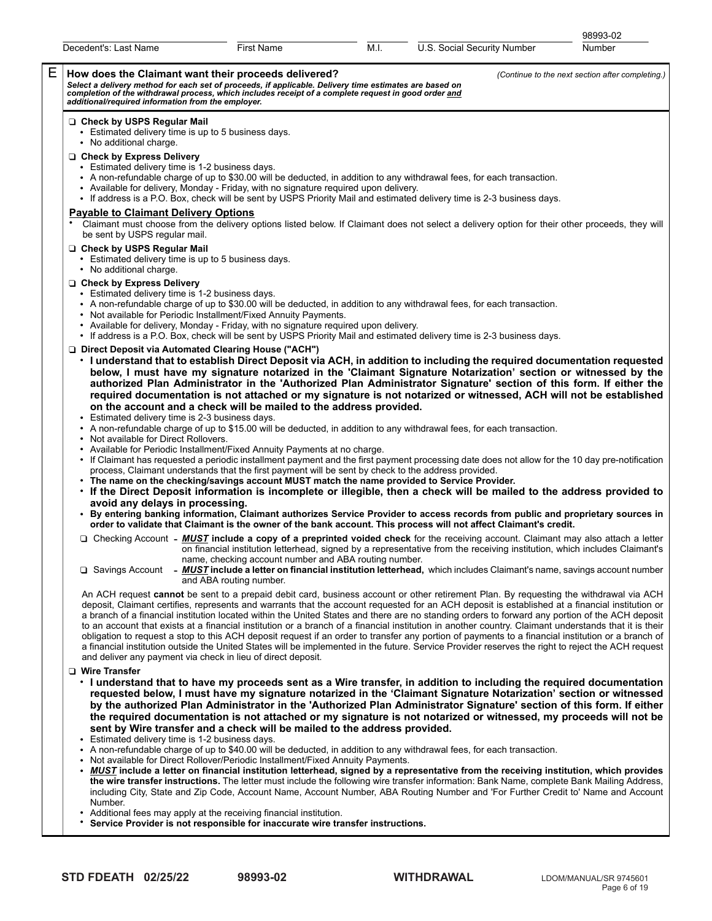Decedent's: Last Name | First Name | M.I. | U.S. Social Security Number | 98993-02 Number

## E How does the Claimant want their proceeds delivered?

*(Continue to the next section after completing.)*

***Select a delivery method for each set of proceeds, if applicable. Delivery time estimates are based on completion of the withdrawal process, which includes receipt of a complete request in good order and additional/required information from the employer.***

❑ **Check by USPS Regular Mail**
- Estimated delivery time is up to 5 business days.
- No additional charge.

❑ **Check by Express Delivery**
- Estimated delivery time is 1-2 business days.
- A non-refundable charge of up to $30.00 will be deducted, in addition to any withdrawal fees, for each transaction.
- Available for delivery, Monday - Friday, with no signature required upon delivery.
- If address is a P.O. Box, check will be sent by USPS Priority Mail and estimated delivery time is 2-3 business days.

### Payable to Claimant Delivery Options

- Claimant must choose from the delivery options listed below. If Claimant does not select a delivery option for their other proceeds, they will be sent by USPS regular mail.

❑ **Check by USPS Regular Mail**
- Estimated delivery time is up to 5 business days.
- No additional charge.

❑ **Check by Express Delivery**
- Estimated delivery time is 1-2 business days.
- A non-refundable charge of up to $30.00 will be deducted, in addition to any withdrawal fees, for each transaction.
- Not available for Periodic Installment/Fixed Annuity Payments.
- Available for delivery, Monday - Friday, with no signature required upon delivery.
- If address is a P.O. Box, check will be sent by USPS Priority Mail and estimated delivery time is 2-3 business days.

❑ **Direct Deposit via Automated Clearing House ("ACH")**
- **I understand that to establish Direct Deposit via ACH, in addition to including the required documentation requested below, I must have my signature notarized in the 'Claimant Signature Notarization' section or witnessed by the authorized Plan Administrator in the 'Authorized Plan Administrator Signature' section of this form. If either the required documentation is not attached or my signature is not notarized or witnessed, ACH will not be established on the account and a check will be mailed to the address provided.**
- Estimated delivery time is 2-3 business days.
- A non-refundable charge of up to $15.00 will be deducted, in addition to any withdrawal fees, for each transaction.
- Not available for Direct Rollovers.
- Available for Periodic Installment/Fixed Annuity Payments at no charge.
- If Claimant has requested a periodic installment payment and the first payment processing date does not allow for the 10 day pre-notification process, Claimant understands that the first payment will be sent by check to the address provided.
- **The name on the checking/savings account MUST match the name provided to Service Provider.**
- **If the Direct Deposit information is incomplete or illegible, then a check will be mailed to the address provided to avoid any delays in processing.**
- **By entering banking information, Claimant authorizes Service Provider to access records from public and proprietary sources in order to validate that Claimant is the owner of the bank account. This process will not affect Claimant's credit.**

❑ Checking Account - ***MUST*** **include a copy of a preprinted voided check** for the receiving account. Claimant may also attach a letter on financial institution letterhead, signed by a representative from the receiving institution, which includes Claimant's name, checking account number and ABA routing number.

❑ Savings Account - ***MUST*** **include a letter on financial institution letterhead,** which includes Claimant's name, savings account number and ABA routing number.

An ACH request **cannot** be sent to a prepaid debit card, business account or other retirement Plan. By requesting the withdrawal via ACH deposit, Claimant certifies, represents and warrants that the account requested for an ACH deposit is established at a financial institution or a branch of a financial institution located within the United States and there are no standing orders to forward any portion of the ACH deposit to an account that exists at a financial institution or a branch of a financial institution in another country. Claimant understands that it is their obligation to request a stop to this ACH deposit request if an order to transfer any portion of payments to a financial institution or a branch of a financial institution outside the United States will be implemented in the future. Service Provider reserves the right to reject the ACH request and deliver any payment via check in lieu of direct deposit.

❑ **Wire Transfer**
- **I understand that to have my proceeds sent as a Wire transfer, in addition to including the required documentation requested below, I must have my signature notarized in the 'Claimant Signature Notarization' section or witnessed by the authorized Plan Administrator in the 'Authorized Plan Administrator Signature' section of this form. If either the required documentation is not attached or my signature is not notarized or witnessed, my proceeds will not be sent by Wire transfer and a check will be mailed to the address provided.**
- Estimated delivery time is 1-2 business days.
- A non-refundable charge of up to $40.00 will be deducted, in addition to any withdrawal fees, for each transaction.
- Not available for Direct Rollover/Periodic Installment/Fixed Annuity Payments.
- ***MUST*** **include a letter on financial institution letterhead, signed by a representative from the receiving institution, which provides the wire transfer instructions.** The letter must include the following wire transfer information: Bank Name, complete Bank Mailing Address, including City, State and Zip Code, Account Name, Account Number, ABA Routing Number and 'For Further Credit to' Name and Account Number.
- Additional fees may apply at the receiving financial institution.
- **Service Provider is not responsible for inaccurate wire transfer instructions.**

STD FDEATH 02/25/22 | 98993-02 | WITHDRAWAL | LDOM/MANUAL/SR 9745601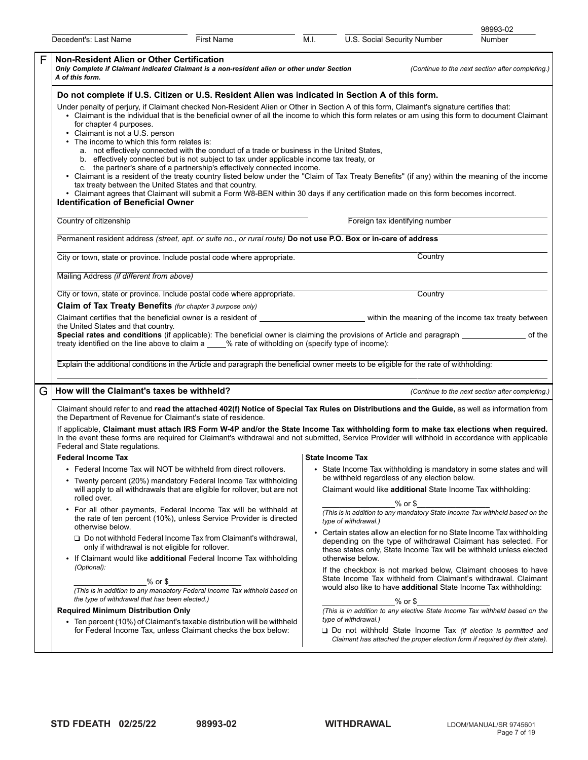Decedent's: Last Name | First Name | M.I. | U.S. Social Security Number | 98993-02 Number

## F Non-Resident Alien or Other Certification

***Only Complete if Claimant indicated Claimant is a non-resident alien or other under Section A of this form.*** *(Continue to the next section after completing.)*

**Do not complete if U.S. Citizen or U.S. Resident Alien was indicated in Section A of this form.**

Under penalty of perjury, if Claimant checked Non-Resident Alien or Other in Section A of this form, Claimant's signature certifies that:

- Claimant is the individual that is the beneficial owner of all the income to which this form relates or am using this form to document Claimant for chapter 4 purposes.
- Claimant is not a U.S. person
- The income to which this form relates is:
  - a. not effectively connected with the conduct of a trade or business in the United States,
  - b. effectively connected but is not subject to tax under applicable income tax treaty, or
  - c. the partner's share of a partnership's effectively connected income.
- Claimant is a resident of the treaty country listed below under the "Claim of Tax Treaty Benefits" (if any) within the meaning of the income tax treaty between the United States and that country.
- Claimant agrees that Claimant will submit a Form W8-BEN within 30 days if any certification made on this form becomes incorrect.

**Identification of Beneficial Owner**

Country of citizenship ______________________ Foreign tax identifying number ______________________

Permanent resident address *(street, apt. or suite no., or rural route)* **Do not use P.O. Box or in-care of address**

City or town, state or province. Include postal code where appropriate. ______________________ Country ______________________

Mailing Address *(if different from above)*

City or town, state or province. Include postal code where appropriate. ______________________ Country ______________________

**Claim of Tax Treaty Benefits** *(for chapter 3 purpose only)*

Claimant certifies that the beneficial owner is a resident of ______________________ within the meaning of the income tax treaty between the United States and that country.

**Special rates and conditions** (if applicable): The beneficial owner is claiming the provisions of Article and paragraph ______________ of the treaty identified on the line above to claim a ____% rate of witholding on (specify type of income):

Explain the additional conditions in the Article and paragraph the beneficial owner meets to be eligible for the rate of withholding:

## G How will the Claimant's taxes be withheld?

*(Continue to the next section after completing.)*

Claimant should refer to and **read the attached 402(f) Notice of Special Tax Rules on Distributions and the Guide,** as well as information from the Department of Revenue for Claimant's state of residence.

If applicable, **Claimant must attach IRS Form W-4P and/or the State Income Tax withholding form to make tax elections when required.** In the event these forms are required for Claimant's withdrawal and not submitted, Service Provider will withhold in accordance with applicable Federal and State regulations.

**Federal Income Tax**

- Federal Income Tax will NOT be withheld from direct rollovers.
- Twenty percent (20%) mandatory Federal Income Tax withholding will apply to all withdrawals that are eligible for rollover, but are not rolled over.
- For all other payments, Federal Income Tax will be withheld at the rate of ten percent (10%), unless Service Provider is directed otherwise below.
  - ☐ Do not withhold Federal Income Tax from Claimant's withdrawal, only if withdrawal is not eligible for rollover.
- If Claimant would like **additional** Federal Income Tax withholding *(Optional):*

  ______________% or $______________
  
  *(This is in addition to any mandatory Federal Income Tax withheld based on the type of withdrawal that has been elected.)*

**Required Minimum Distribution Only**

- Ten percent (10%) of Claimant's taxable distribution will be withheld for Federal Income Tax, unless Claimant checks the box below:

**State Income Tax**

- State Income Tax withholding is mandatory in some states and will be withheld regardless of any election below.

  Claimant would like **additional** State Income Tax withholding:

  ______________% or $______________
  
  *(This is in addition to any mandatory State Income Tax withheld based on the type of withdrawal.)*
- Certain states allow an election for no State Income Tax withholding depending on the type of withdrawal Claimant has selected. For these states only, State Income Tax will be withheld unless elected otherwise below.

  If the checkbox is not marked below, Claimant chooses to have State Income Tax withheld from Claimant's withdrawal. Claimant would also like to have **additional** State Income Tax withholding:

  ______________% or $______________
  
  *(This is in addition to any elective State Income Tax withheld based on the type of withdrawal.)*

  ☐ Do not withhold State Income Tax *(if election is permitted and Claimant has attached the proper election form if required by their state).*

STD FDEATH 02/25/22 98993-02 WITHDRAWAL LDOM/MANUAL/SR 9745601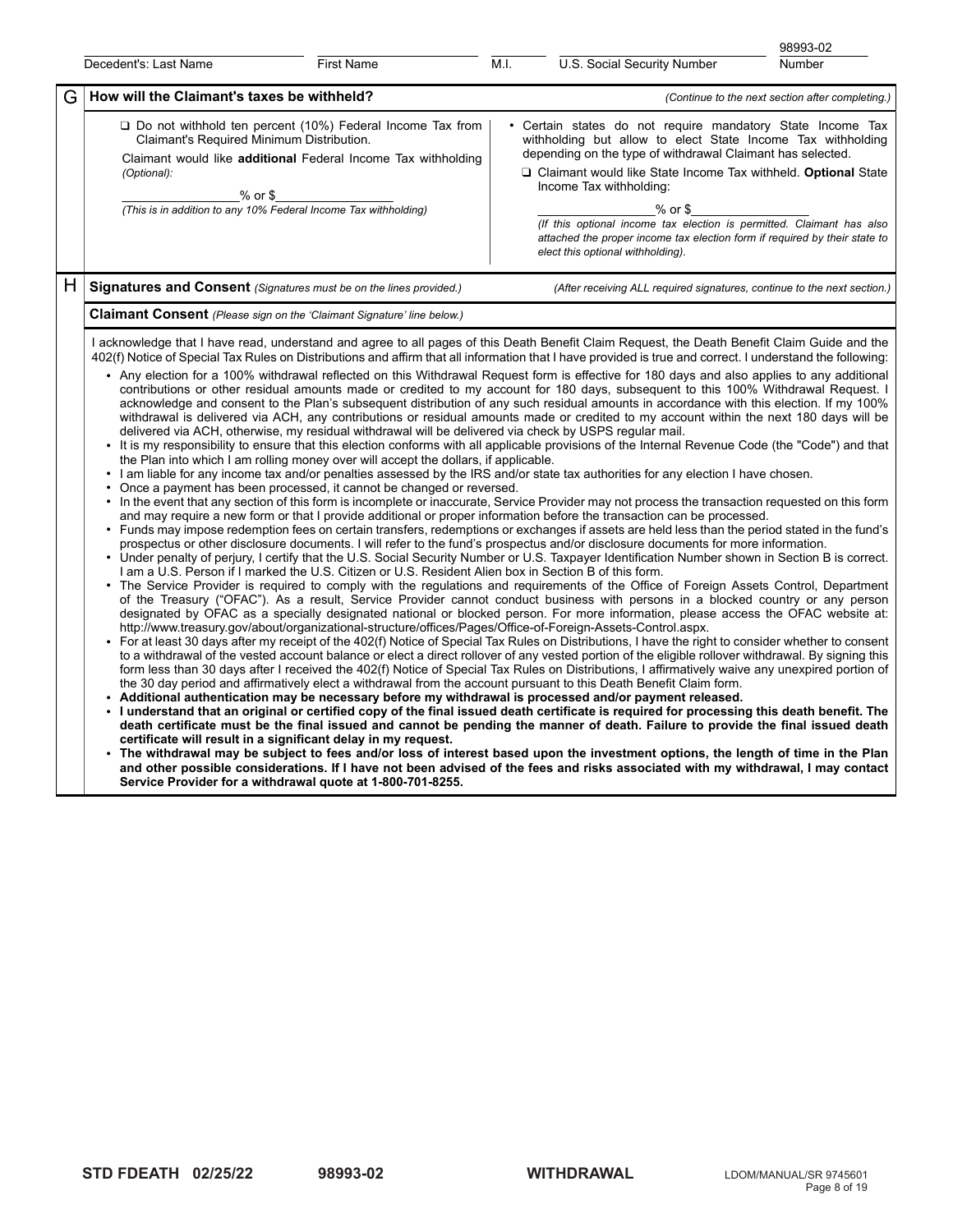| Decedent's: Last Name | First Name | M.I. | U.S. Social Security Number | 98993-02 Number |
|---|---|---|---|---|

## G How will the Claimant's taxes be withheld?

*(Continue to the next section after completing.)*

❑ Do not withhold ten percent (10%) Federal Income Tax from Claimant's Required Minimum Distribution.

Claimant would like **additional** Federal Income Tax withholding *(Optional)*:

\_\_\_\_\_\_\_\_\_\_\_\_\_\_\_\_% or $\_\_\_\_\_\_\_\_\_\_\_\_\_\_\_\_

*(This is in addition to any 10% Federal Income Tax withholding)*

- Certain states do not require mandatory State Income Tax withholding but allow to elect State Income Tax withholding depending on the type of withdrawal Claimant has selected.

❑ Claimant would like State Income Tax withheld. **Optional** State Income Tax withholding:

\_\_\_\_\_\_\_\_\_\_\_\_\_\_\_\_% or $\_\_\_\_\_\_\_\_\_\_\_\_\_\_\_\_

*(If this optional income tax election is permitted. Claimant has also attached the proper income tax election form if required by their state to elect this optional withholding).*

## H Signatures and Consent *(Signatures must be on the lines provided.)*

*(After receiving ALL required signatures, continue to the next section.)*

### Claimant Consent *(Please sign on the 'Claimant Signature' line below.)*

I acknowledge that I have read, understand and agree to all pages of this Death Benefit Claim Request, the Death Benefit Claim Guide and the 402(f) Notice of Special Tax Rules on Distributions and affirm that all information that I have provided is true and correct. I understand the following:

- Any election for a 100% withdrawal reflected on this Withdrawal Request form is effective for 180 days and also applies to any additional contributions or other residual amounts made or credited to my account for 180 days, subsequent to this 100% Withdrawal Request. I acknowledge and consent to the Plan's subsequent distribution of any such residual amounts in accordance with this election. If my 100% withdrawal is delivered via ACH, any contributions or residual amounts made or credited to my account within the next 180 days will be delivered via ACH, otherwise, my residual withdrawal will be delivered via check by USPS regular mail.
- It is my responsibility to ensure that this election conforms with all applicable provisions of the Internal Revenue Code (the "Code") and that the Plan into which I am rolling money over will accept the dollars, if applicable.
- I am liable for any income tax and/or penalties assessed by the IRS and/or state tax authorities for any election I have chosen.
- Once a payment has been processed, it cannot be changed or reversed.
- In the event that any section of this form is incomplete or inaccurate, Service Provider may not process the transaction requested on this form and may require a new form or that I provide additional or proper information before the transaction can be processed.
- Funds may impose redemption fees on certain transfers, redemptions or exchanges if assets are held less than the period stated in the fund's prospectus or other disclosure documents. I will refer to the fund's prospectus and/or disclosure documents for more information.
- Under penalty of perjury, I certify that the U.S. Social Security Number or U.S. Taxpayer Identification Number shown in Section B is correct. I am a U.S. Person if I marked the U.S. Citizen or U.S. Resident Alien box in Section B of this form.
- The Service Provider is required to comply with the regulations and requirements of the Office of Foreign Assets Control, Department of the Treasury ("OFAC"). As a result, Service Provider cannot conduct business with persons in a blocked country or any person designated by OFAC as a specially designated national or blocked person. For more information, please access the OFAC website at: http://www.treasury.gov/about/organizational-structure/offices/Pages/Office-of-Foreign-Assets-Control.aspx.
- For at least 30 days after my receipt of the 402(f) Notice of Special Tax Rules on Distributions, I have the right to consider whether to consent to a withdrawal of the vested account balance or elect a direct rollover of any vested portion of the eligible rollover withdrawal. By signing this form less than 30 days after I received the 402(f) Notice of Special Tax Rules on Distributions, I affirmatively waive any unexpired portion of the 30 day period and affirmatively elect a withdrawal from the account pursuant to this Death Benefit Claim form.
- **Additional authentication may be necessary before my withdrawal is processed and/or payment released.**
- **I understand that an original or certified copy of the final issued death certificate is required for processing this death benefit. The death certificate must be the final issued and cannot be pending the manner of death. Failure to provide the final issued death certificate will result in a significant delay in my request.**
- **The withdrawal may be subject to fees and/or loss of interest based upon the investment options, the length of time in the Plan and other possible considerations. If I have not been advised of the fees and risks associated with my withdrawal, I may contact Service Provider for a withdrawal quote at 1-800-701-8255.**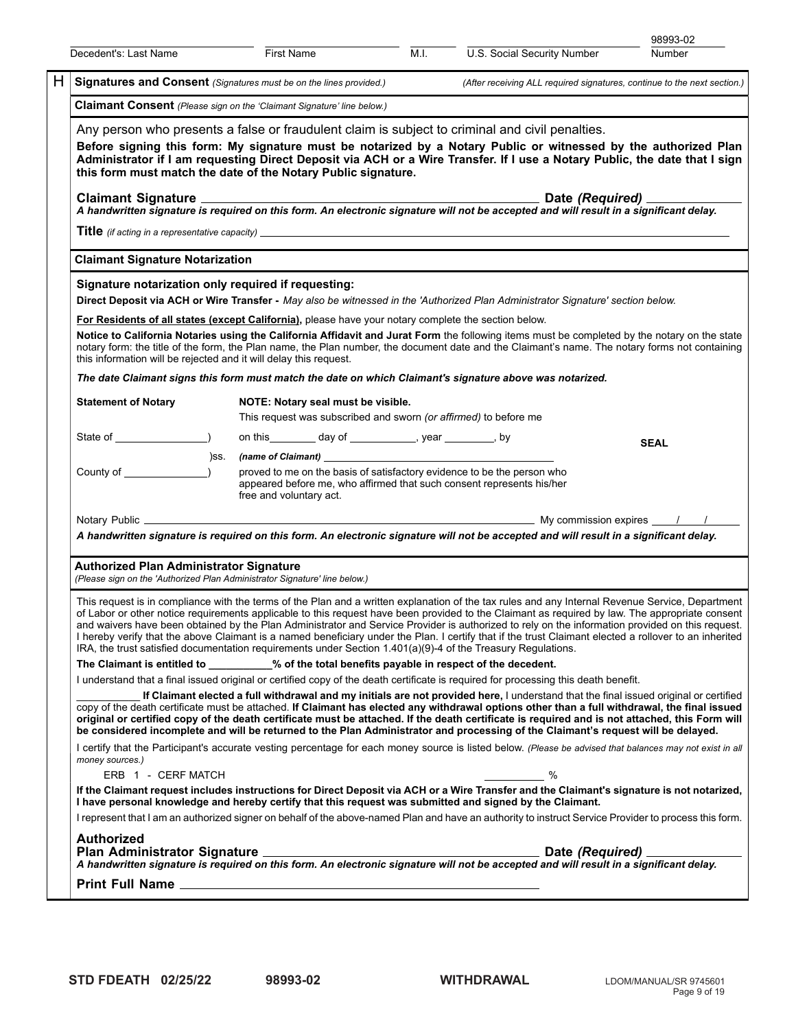| Decedent's: Last Name | First Name | M.I. | U.S. Social Security Number | 98993-02 Number |
|---|---|---|---|---|
| | | | | |

## H Signatures and Consent *(Signatures must be on the lines provided.)*

*(After receiving ALL required signatures, continue to the next section.)*

### Claimant Consent *(Please sign on the 'Claimant Signature' line below.)*

Any person who presents a false or fraudulent claim is subject to criminal and civil penalties.

**Before signing this form: My signature must be notarized by a Notary Public or witnessed by the authorized Plan Administrator if I am requesting Direct Deposit via ACH or a Wire Transfer. If I use a Notary Public, the date that I sign this form must match the date of the Notary Public signature.**

**Claimant Signature** ______________________________ **Date *(Required)*** ______________

***A handwritten signature is required on this form. An electronic signature will not be accepted and will result in a significant delay.***

**Title** *(if acting in a representative capacity)* ______________________________

### Claimant Signature Notarization

**Signature notarization only required if requesting:**

**Direct Deposit via ACH or Wire Transfer -** *May also be witnessed in the 'Authorized Plan Administrator Signature' section below.*

**For Residents of all states (except California),** please have your notary complete the section below.

**Notice to California Notaries using the California Affidavit and Jurat Form** the following items must be completed by the notary on the state notary form: the title of the form, the Plan name, the Plan number, the document date and the Claimant's name. The notary forms not containing this information will be rejected and it will delay this request.

***The date Claimant signs this form must match the date on which Claimant's signature above was notarized.***

**Statement of Notary**

**NOTE: Notary seal must be visible.**

This request was subscribed and sworn *(or affirmed)* to before me

State of ______________)
)ss.
County of ______________)

on this________ day of ___________, year ________, by

*(name of Claimant)* ______________________________

proved to me on the basis of satisfactory evidence to be the person who appeared before me, who affirmed that such consent represents his/her free and voluntary act.

**SEAL**

Notary Public ______________________________ My commission expires ____/____/______

***A handwritten signature is required on this form. An electronic signature will not be accepted and will result in a significant delay.***

### Authorized Plan Administrator Signature

*(Please sign on the 'Authorized Plan Administrator Signature' line below.)*

This request is in compliance with the terms of the Plan and a written explanation of the tax rules and any Internal Revenue Service, Department of Labor or other notice requirements applicable to this request have been provided to the Claimant as required by law. The appropriate consent and waivers have been obtained by the Plan Administrator and Service Provider is authorized to rely on the information provided on this request. I hereby verify that the above Claimant is a named beneficiary under the Plan. I certify that if the trust Claimant elected a rollover to an inherited IRA, the trust satisfied documentation requirements under Section 1.401(a)(9)-4 of the Treasury Regulations.

**The Claimant is entitled to __________% of the total benefits payable in respect of the decedent.**

I understand that a final issued original or certified copy of the death certificate is required for processing this death benefit.

__________ **If Claimant elected a full withdrawal and my initials are not provided here,** I understand that the final issued original or certified copy of the death certificate must be attached. **If Claimant has elected any withdrawal options other than a full withdrawal, the final issued original or certified copy of the death certificate must be attached. If the death certificate is required and is not attached, this Form will be considered incomplete and will be returned to the Plan Administrator and processing of the Claimant's request will be delayed.**

I certify that the Participant's accurate vesting percentage for each money source is listed below. *(Please be advised that balances may not exist in all money sources.)*

ERB 1 - CERF MATCH __________ %

**If the Claimant request includes instructions for Direct Deposit via ACH or a Wire Transfer and the Claimant's signature is not notarized, I have personal knowledge and hereby certify that this request was submitted and signed by the Claimant.**

I represent that I am an authorized signer on behalf of the above-named Plan and have an authority to instruct Service Provider to process this form.

**Authorized Plan Administrator Signature** ______________________________ **Date *(Required)*** ______________

***A handwritten signature is required on this form. An electronic signature will not be accepted and will result in a significant delay.***

**Print Full Name** ______________________________

**STD FDEATH 02/25/22** **98993-02** **WITHDRAWAL** LDOM/MANUAL/SR 9745601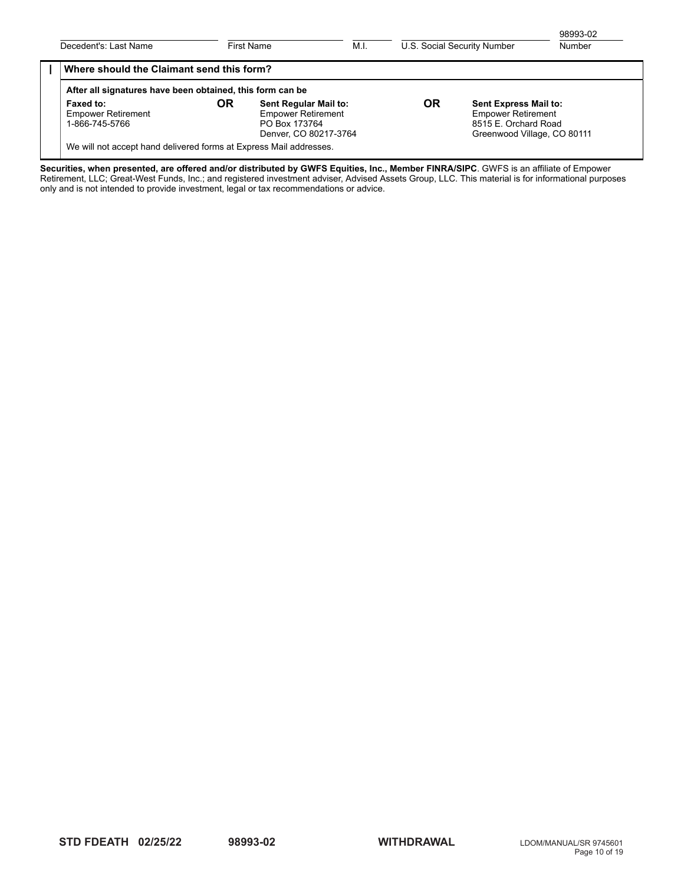| Decedent's: Last Name | First Name | M.I. | U.S. Social Security Number | 98993-02 Number |
|---|---|---|---|---|

## I Where should the Claimant send this form?

**After all signatures have been obtained, this form can be**

| **Faxed to:** | **OR** | **Sent Regular Mail to:** | **OR** | **Sent Express Mail to:** |
|---|---|---|---|---|
| Empower Retirement<br>1-866-745-5766 | | Empower Retirement<br>PO Box 173764<br>Denver, CO 80217-3764 | | Empower Retirement<br>8515 E. Orchard Road<br>Greenwood Village, CO 80111 |

We will not accept hand delivered forms at Express Mail addresses.

**Securities, when presented, are offered and/or distributed by GWFS Equities, Inc., Member FINRA/SIPC**. GWFS is an affiliate of Empower Retirement, LLC; Great-West Funds, Inc.; and registered investment adviser, Advised Assets Group, LLC. This material is for informational purposes only and is not intended to provide investment, legal or tax recommendations or advice.

**STD FDEATH 02/25/22** **98993-02** **WITHDRAWAL** LDOM/MANUAL/SR 9745601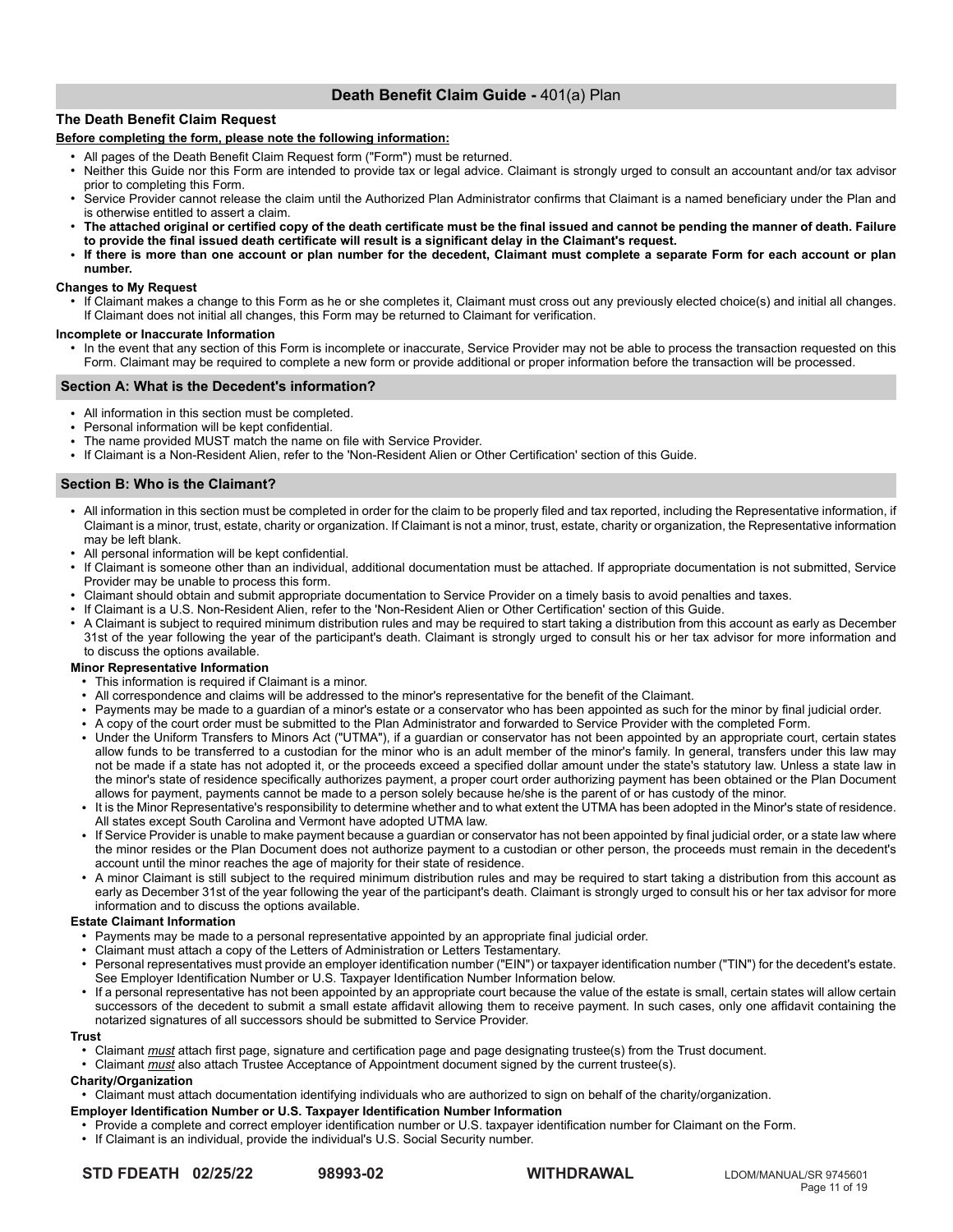## Death Benefit Claim Guide - 401(a) Plan

### The Death Benefit Claim Request

**Before completing the form, please note the following information:**

- All pages of the Death Benefit Claim Request form ("Form") must be returned.
- Neither this Guide nor this Form are intended to provide tax or legal advice. Claimant is strongly urged to consult an accountant and/or tax advisor prior to completing this Form.
- Service Provider cannot release the claim until the Authorized Plan Administrator confirms that Claimant is a named beneficiary under the Plan and is otherwise entitled to assert a claim.
- **The attached original or certified copy of the death certificate must be the final issued and cannot be pending the manner of death. Failure to provide the final issued death certificate will result is a significant delay in the Claimant's request.**
- **If there is more than one account or plan number for the decedent, Claimant must complete a separate Form for each account or plan number.**

**Changes to My Request**

- If Claimant makes a change to this Form as he or she completes it, Claimant must cross out any previously elected choice(s) and initial all changes. If Claimant does not initial all changes, this Form may be returned to Claimant for verification.

**Incomplete or Inaccurate Information**

- In the event that any section of this Form is incomplete or inaccurate, Service Provider may not be able to process the transaction requested on this Form. Claimant may be required to complete a new form or provide additional or proper information before the transaction will be processed.

### Section A: What is the Decedent's information?

- All information in this section must be completed.
- Personal information will be kept confidential.
- The name provided MUST match the name on file with Service Provider.
- If Claimant is a Non-Resident Alien, refer to the 'Non-Resident Alien or Other Certification' section of this Guide.

### Section B: Who is the Claimant?

- All information in this section must be completed in order for the claim to be properly filed and tax reported, including the Representative information, if Claimant is a minor, trust, estate, charity or organization. If Claimant is not a minor, trust, estate, charity or organization, the Representative information may be left blank.
- All personal information will be kept confidential.
- If Claimant is someone other than an individual, additional documentation must be attached. If appropriate documentation is not submitted, Service Provider may be unable to process this form.
- Claimant should obtain and submit appropriate documentation to Service Provider on a timely basis to avoid penalties and taxes.
- If Claimant is a U.S. Non-Resident Alien, refer to the 'Non-Resident Alien or Other Certification' section of this Guide.
- A Claimant is subject to required minimum distribution rules and may be required to start taking a distribution from this account as early as December 31st of the year following the year of the participant's death. Claimant is strongly urged to consult his or her tax advisor for more information and to discuss the options available.

**Minor Representative Information**

- This information is required if Claimant is a minor.
- All correspondence and claims will be addressed to the minor's representative for the benefit of the Claimant.
- Payments may be made to a guardian of a minor's estate or a conservator who has been appointed as such for the minor by final judicial order.
- A copy of the court order must be submitted to the Plan Administrator and forwarded to Service Provider with the completed Form.
- Under the Uniform Transfers to Minors Act ("UTMA"), if a guardian or conservator has not been appointed by an appropriate court, certain states allow funds to be transferred to a custodian for the minor who is an adult member of the minor's family. In general, transfers under this law may not be made if a state has not adopted it, or the proceeds exceed a specified dollar amount under the state's statutory law. Unless a state law in the minor's state of residence specifically authorizes payment, a proper court order authorizing payment has been obtained or the Plan Document allows for payment, payments cannot be made to a person solely because he/she is the parent of or has custody of the minor.
- It is the Minor Representative's responsibility to determine whether and to what extent the UTMA has been adopted in the Minor's state of residence. All states except South Carolina and Vermont have adopted UTMA law.
- If Service Provider is unable to make payment because a guardian or conservator has not been appointed by final judicial order, or a state law where the minor resides or the Plan Document does not authorize payment to a custodian or other person, the proceeds must remain in the decedent's account until the minor reaches the age of majority for their state of residence.
- A minor Claimant is still subject to the required minimum distribution rules and may be required to start taking a distribution from this account as early as December 31st of the year following the year of the participant's death. Claimant is strongly urged to consult his or her tax advisor for more information and to discuss the options available.

**Estate Claimant Information**

- Payments may be made to a personal representative appointed by an appropriate final judicial order.
- Claimant must attach a copy of the Letters of Administration or Letters Testamentary.
- Personal representatives must provide an employer identification number ("EIN") or taxpayer identification number ("TIN") for the decedent's estate. See Employer Identification Number or U.S. Taxpayer Identification Number Information below.
- If a personal representative has not been appointed by an appropriate court because the value of the estate is small, certain states will allow certain successors of the decedent to submit a small estate affidavit allowing them to receive payment. In such cases, only one affidavit containing the notarized signatures of all successors should be submitted to Service Provider.

**Trust**

- Claimant *must* attach first page, signature and certification page and page designating trustee(s) from the Trust document.
- Claimant *must* also attach Trustee Acceptance of Appointment document signed by the current trustee(s).

**Charity/Organization**

- Claimant must attach documentation identifying individuals who are authorized to sign on behalf of the charity/organization.

**Employer Identification Number or U.S. Taxpayer Identification Number Information**

- Provide a complete and correct employer identification number or U.S. taxpayer identification number for Claimant on the Form.
- If Claimant is an individual, provide the individual's U.S. Social Security number.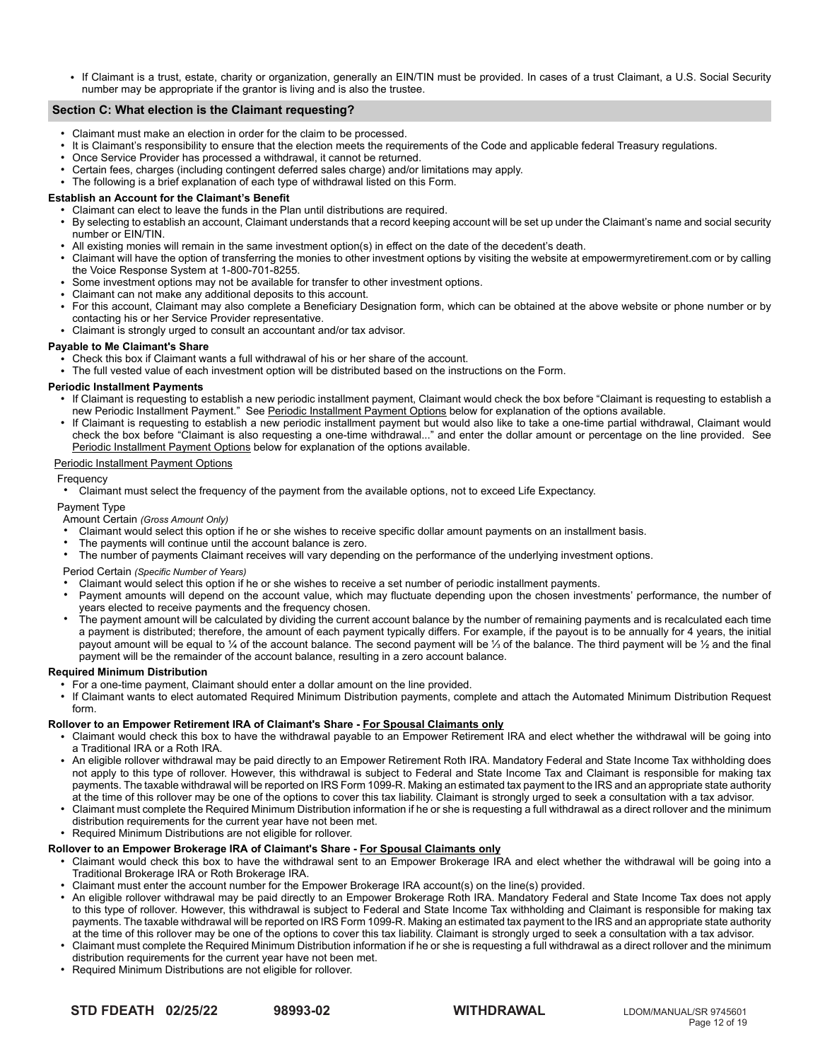- If Claimant is a trust, estate, charity or organization, generally an EIN/TIN must be provided. In cases of a trust Claimant, a U.S. Social Security number may be appropriate if the grantor is living and is also the trustee.

## Section C: What election is the Claimant requesting?

- Claimant must make an election in order for the claim to be processed.
- It is Claimant's responsibility to ensure that the election meets the requirements of the Code and applicable federal Treasury regulations.
- Once Service Provider has processed a withdrawal, it cannot be returned.
- Certain fees, charges (including contingent deferred sales charge) and/or limitations may apply.
- The following is a brief explanation of each type of withdrawal listed on this Form.

**Establish an Account for the Claimant's Benefit**

- Claimant can elect to leave the funds in the Plan until distributions are required.
- By selecting to establish an account, Claimant understands that a record keeping account will be set up under the Claimant's name and social security number or EIN/TIN.
- All existing monies will remain in the same investment option(s) in effect on the date of the decedent's death.
- Claimant will have the option of transferring the monies to other investment options by visiting the website at empowermyretirement.com or by calling the Voice Response System at 1-800-701-8255.
- Some investment options may not be available for transfer to other investment options.
- Claimant can not make any additional deposits to this account.
- For this account, Claimant may also complete a Beneficiary Designation form, which can be obtained at the above website or phone number or by contacting his or her Service Provider representative.
- Claimant is strongly urged to consult an accountant and/or tax advisor.

**Payable to Me Claimant's Share**

- Check this box if Claimant wants a full withdrawal of his or her share of the account.
- The full vested value of each investment option will be distributed based on the instructions on the Form.

**Periodic Installment Payments**

- If Claimant is requesting to establish a new periodic installment payment, Claimant would check the box before "Claimant is requesting to establish a new Periodic Installment Payment." See Periodic Installment Payment Options below for explanation of the options available.
- If Claimant is requesting to establish a new periodic installment payment but would also like to take a one-time partial withdrawal, Claimant would check the box before "Claimant is also requesting a one-time withdrawal..." and enter the dollar amount or percentage on the line provided. See Periodic Installment Payment Options below for explanation of the options available.

Periodic Installment Payment Options

Frequency

- Claimant must select the frequency of the payment from the available options, not to exceed Life Expectancy.

Payment Type

Amount Certain *(Gross Amount Only)*

- Claimant would select this option if he or she wishes to receive specific dollar amount payments on an installment basis.
- The payments will continue until the account balance is zero.
- The number of payments Claimant receives will vary depending on the performance of the underlying investment options.

Period Certain *(Specific Number of Years)*

- Claimant would select this option if he or she wishes to receive a set number of periodic installment payments.
- Payment amounts will depend on the account value, which may fluctuate depending upon the chosen investments' performance, the number of years elected to receive payments and the frequency chosen.
- The payment amount will be calculated by dividing the current account balance by the number of remaining payments and is recalculated each time a payment is distributed; therefore, the amount of each payment typically differs. For example, if the payout is to be annually for 4 years, the initial payout amount will be equal to ¼ of the account balance. The second payment will be ⅓ of the balance. The third payment will be ½ and the final payment will be the remainder of the account balance, resulting in a zero account balance.

**Required Minimum Distribution**

- For a one-time payment, Claimant should enter a dollar amount on the line provided.
- If Claimant wants to elect automated Required Minimum Distribution payments, complete and attach the Automated Minimum Distribution Request form.

**Rollover to an Empower Retirement IRA of Claimant's Share - For Spousal Claimants only**

- Claimant would check this box to have the withdrawal payable to an Empower Retirement IRA and elect whether the withdrawal will be going into a Traditional IRA or a Roth IRA.
- An eligible rollover withdrawal may be paid directly to an Empower Retirement Roth IRA. Mandatory Federal and State Income Tax withholding does not apply to this type of rollover. However, this withdrawal is subject to Federal and State Income Tax and Claimant is responsible for making tax payments. The taxable withdrawal will be reported on IRS Form 1099-R. Making an estimated tax payment to the IRS and an appropriate state authority at the time of this rollover may be one of the options to cover this tax liability. Claimant is strongly urged to seek a consultation with a tax advisor.
- Claimant must complete the Required Minimum Distribution information if he or she is requesting a full withdrawal as a direct rollover and the minimum distribution requirements for the current year have not been met.
- Required Minimum Distributions are not eligible for rollover.

**Rollover to an Empower Brokerage IRA of Claimant's Share - For Spousal Claimants only**

- Claimant would check this box to have the withdrawal sent to an Empower Brokerage IRA and elect whether the withdrawal will be going into a Traditional Brokerage IRA or Roth Brokerage IRA.
- Claimant must enter the account number for the Empower Brokerage IRA account(s) on the line(s) provided.
- An eligible rollover withdrawal may be paid directly to an Empower Brokerage Roth IRA. Mandatory Federal and State Income Tax does not apply to this type of rollover. However, this withdrawal is subject to Federal and State Income Tax withholding and Claimant is responsible for making tax payments. The taxable withdrawal will be reported on IRS Form 1099-R. Making an estimated tax payment to the IRS and an appropriate state authority at the time of this rollover may be one of the options to cover this tax liability. Claimant is strongly urged to seek a consultation with a tax advisor.
- Claimant must complete the Required Minimum Distribution information if he or she is requesting a full withdrawal as a direct rollover and the minimum distribution requirements for the current year have not been met.
- Required Minimum Distributions are not eligible for rollover.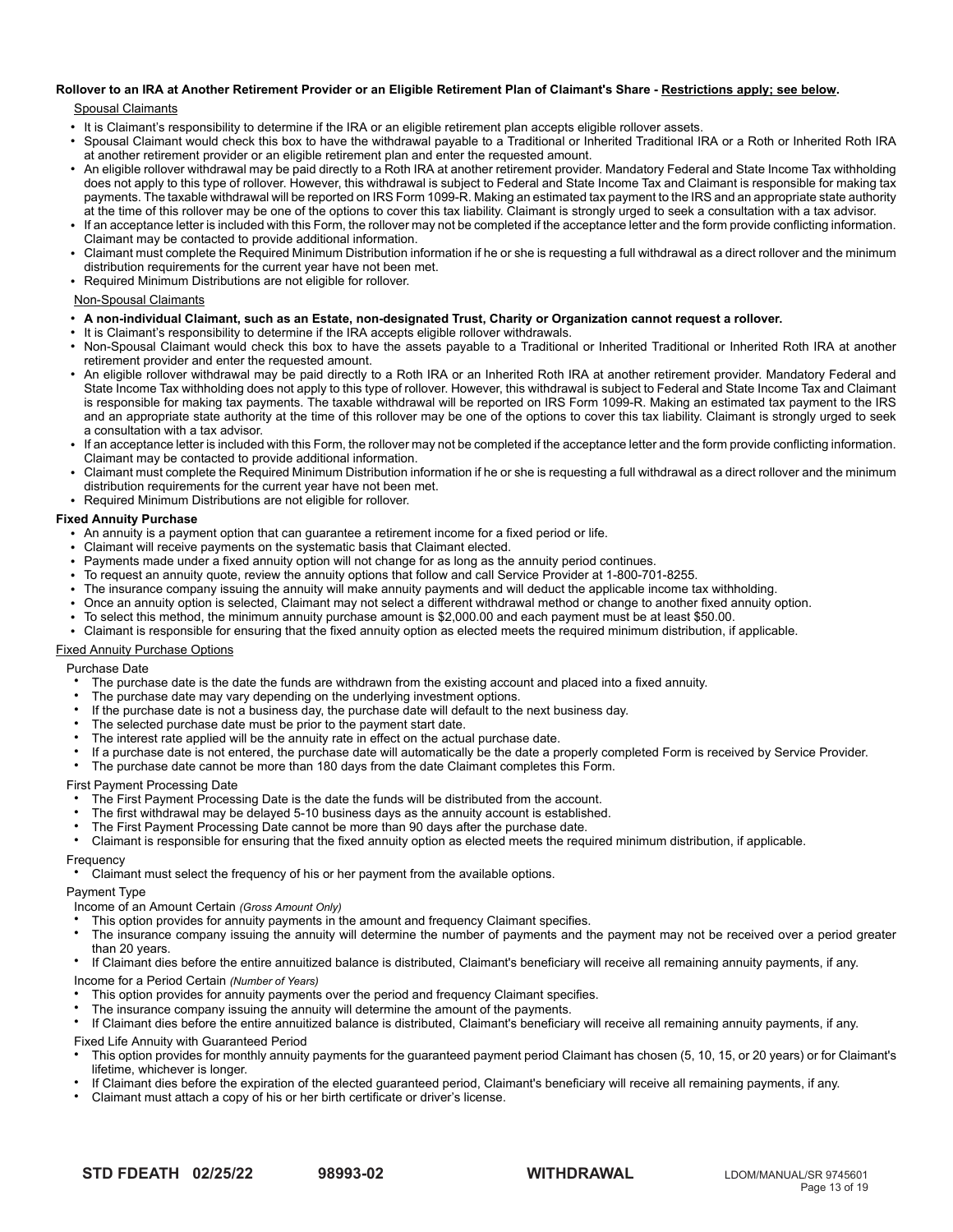**Rollover to an IRA at Another Retirement Provider or an Eligible Retirement Plan of Claimant's Share - Restrictions apply; see below.**

Spousal Claimants

- It is Claimant's responsibility to determine if the IRA or an eligible retirement plan accepts eligible rollover assets.
- Spousal Claimant would check this box to have the withdrawal payable to a Traditional or Inherited Traditional IRA or a Roth or Inherited Roth IRA at another retirement provider or an eligible retirement plan and enter the requested amount.
- An eligible rollover withdrawal may be paid directly to a Roth IRA at another retirement provider. Mandatory Federal and State Income Tax withholding does not apply to this type of rollover. However, this withdrawal is subject to Federal and State Income Tax and Claimant is responsible for making tax payments. The taxable withdrawal will be reported on IRS Form 1099-R. Making an estimated tax payment to the IRS and an appropriate state authority at the time of this rollover may be one of the options to cover this tax liability. Claimant is strongly urged to seek a consultation with a tax advisor.
- If an acceptance letter is included with this Form, the rollover may not be completed if the acceptance letter and the form provide conflicting information. Claimant may be contacted to provide additional information.
- Claimant must complete the Required Minimum Distribution information if he or she is requesting a full withdrawal as a direct rollover and the minimum distribution requirements for the current year have not been met.
- Required Minimum Distributions are not eligible for rollover.

Non-Spousal Claimants

- **A non-individual Claimant, such as an Estate, non-designated Trust, Charity or Organization cannot request a rollover.**
- It is Claimant's responsibility to determine if the IRA accepts eligible rollover withdrawals.
- Non-Spousal Claimant would check this box to have the assets payable to a Traditional or Inherited Traditional or Inherited Roth IRA at another retirement provider and enter the requested amount.
- An eligible rollover withdrawal may be paid directly to a Roth IRA or an Inherited Roth IRA at another retirement provider. Mandatory Federal and State Income Tax withholding does not apply to this type of rollover. However, this withdrawal is subject to Federal and State Income Tax and Claimant is responsible for making tax payments. The taxable withdrawal will be reported on IRS Form 1099-R. Making an estimated tax payment to the IRS and an appropriate state authority at the time of this rollover may be one of the options to cover this tax liability. Claimant is strongly urged to seek a consultation with a tax advisor.
- If an acceptance letter is included with this Form, the rollover may not be completed if the acceptance letter and the form provide conflicting information. Claimant may be contacted to provide additional information.
- Claimant must complete the Required Minimum Distribution information if he or she is requesting a full withdrawal as a direct rollover and the minimum distribution requirements for the current year have not been met.
- Required Minimum Distributions are not eligible for rollover.

**Fixed Annuity Purchase**

- An annuity is a payment option that can guarantee a retirement income for a fixed period or life.
- Claimant will receive payments on the systematic basis that Claimant elected.
- Payments made under a fixed annuity option will not change for as long as the annuity period continues.
- To request an annuity quote, review the annuity options that follow and call Service Provider at 1-800-701-8255.
- The insurance company issuing the annuity will make annuity payments and will deduct the applicable income tax withholding.
- Once an annuity option is selected, Claimant may not select a different withdrawal method or change to another fixed annuity option.
- To select this method, the minimum annuity purchase amount is $2,000.00 and each payment must be at least $50.00.
- Claimant is responsible for ensuring that the fixed annuity option as elected meets the required minimum distribution, if applicable.

Fixed Annuity Purchase Options

Purchase Date

- The purchase date is the date the funds are withdrawn from the existing account and placed into a fixed annuity.
- The purchase date may vary depending on the underlying investment options.
- If the purchase date is not a business day, the purchase date will default to the next business day.
- The selected purchase date must be prior to the payment start date.
- The interest rate applied will be the annuity rate in effect on the actual purchase date.
- If a purchase date is not entered, the purchase date will automatically be the date a properly completed Form is received by Service Provider.
- The purchase date cannot be more than 180 days from the date Claimant completes this Form.

First Payment Processing Date

- The First Payment Processing Date is the date the funds will be distributed from the account.
- The first withdrawal may be delayed 5-10 business days as the annuity account is established.
- The First Payment Processing Date cannot be more than 90 days after the purchase date.
- Claimant is responsible for ensuring that the fixed annuity option as elected meets the required minimum distribution, if applicable.

Frequency

- Claimant must select the frequency of his or her payment from the available options.

Payment Type

Income of an Amount Certain *(Gross Amount Only)*

- This option provides for annuity payments in the amount and frequency Claimant specifies.
- The insurance company issuing the annuity will determine the number of payments and the payment may not be received over a period greater than 20 years.
- If Claimant dies before the entire annuitized balance is distributed, Claimant's beneficiary will receive all remaining annuity payments, if any.

Income for a Period Certain *(Number of Years)*

- This option provides for annuity payments over the period and frequency Claimant specifies.
- The insurance company issuing the annuity will determine the amount of the payments.
- If Claimant dies before the entire annuitized balance is distributed, Claimant's beneficiary will receive all remaining annuity payments, if any.

Fixed Life Annuity with Guaranteed Period

- This option provides for monthly annuity payments for the guaranteed payment period Claimant has chosen (5, 10, 15, or 20 years) or for Claimant's lifetime, whichever is longer.
- If Claimant dies before the expiration of the elected guaranteed period, Claimant's beneficiary will receive all remaining payments, if any.
- Claimant must attach a copy of his or her birth certificate or driver's license.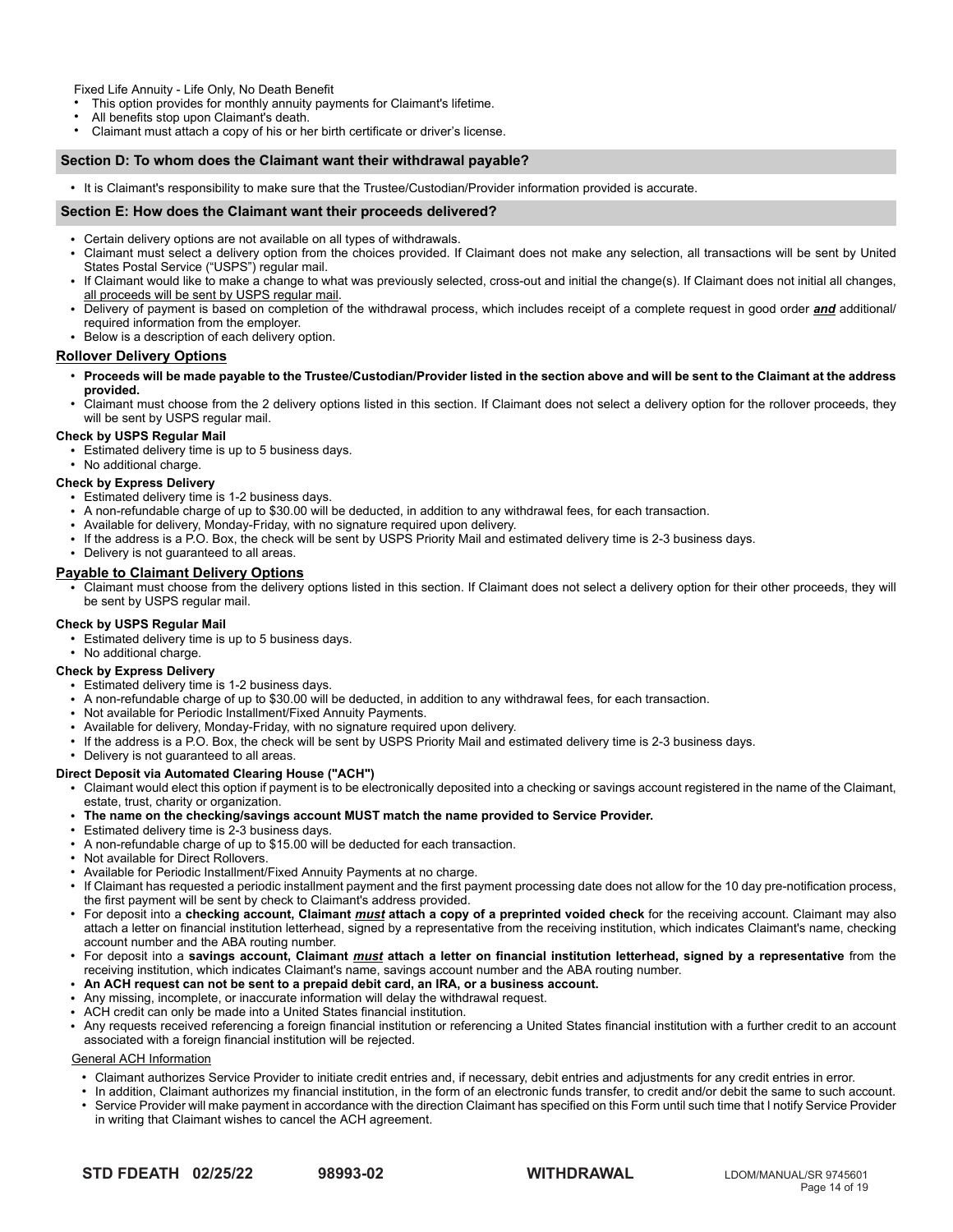Fixed Life Annuity - Life Only, No Death Benefit

- This option provides for monthly annuity payments for Claimant's lifetime.
- All benefits stop upon Claimant's death.
- Claimant must attach a copy of his or her birth certificate or driver's license.

## Section D: To whom does the Claimant want their withdrawal payable?

- It is Claimant's responsibility to make sure that the Trustee/Custodian/Provider information provided is accurate.

## Section E: How does the Claimant want their proceeds delivered?

- Certain delivery options are not available on all types of withdrawals.
- Claimant must select a delivery option from the choices provided. If Claimant does not make any selection, all transactions will be sent by United States Postal Service ("USPS") regular mail.
- If Claimant would like to make a change to what was previously selected, cross-out and initial the change(s). If Claimant does not initial all changes, all proceeds will be sent by USPS regular mail.
- Delivery of payment is based on completion of the withdrawal process, which includes receipt of a complete request in good order ***and*** additional/ required information from the employer.
- Below is a description of each delivery option.

### Rollover Delivery Options

- **Proceeds will be made payable to the Trustee/Custodian/Provider listed in the section above and will be sent to the Claimant at the address provided.**
- Claimant must choose from the 2 delivery options listed in this section. If Claimant does not select a delivery option for the rollover proceeds, they will be sent by USPS regular mail.

**Check by USPS Regular Mail**

- Estimated delivery time is up to 5 business days.
- No additional charge.

**Check by Express Delivery**

- Estimated delivery time is 1-2 business days.
- A non-refundable charge of up to $30.00 will be deducted, in addition to any withdrawal fees, for each transaction.
- Available for delivery, Monday-Friday, with no signature required upon delivery.
- If the address is a P.O. Box, the check will be sent by USPS Priority Mail and estimated delivery time is 2-3 business days.
- Delivery is not guaranteed to all areas.

### Payable to Claimant Delivery Options

- Claimant must choose from the delivery options listed in this section. If Claimant does not select a delivery option for their other proceeds, they will be sent by USPS regular mail.

**Check by USPS Regular Mail**

- Estimated delivery time is up to 5 business days.
- No additional charge.

**Check by Express Delivery**

- Estimated delivery time is 1-2 business days.
- A non-refundable charge of up to $30.00 will be deducted, in addition to any withdrawal fees, for each transaction.
- Not available for Periodic Installment/Fixed Annuity Payments.
- Available for delivery, Monday-Friday, with no signature required upon delivery.
- If the address is a P.O. Box, the check will be sent by USPS Priority Mail and estimated delivery time is 2-3 business days.
- Delivery is not guaranteed to all areas.

**Direct Deposit via Automated Clearing House ("ACH")**

- Claimant would elect this option if payment is to be electronically deposited into a checking or savings account registered in the name of the Claimant, estate, trust, charity or organization.
- **The name on the checking/savings account MUST match the name provided to Service Provider.**
- Estimated delivery time is 2-3 business days.
- A non-refundable charge of up to $15.00 will be deducted for each transaction.
- Not available for Direct Rollovers.
- Available for Periodic Installment/Fixed Annuity Payments at no charge.
- If Claimant has requested a periodic installment payment and the first payment processing date does not allow for the 10 day pre-notification process, the first payment will be sent by check to Claimant's address provided.
- For deposit into a **checking account, Claimant *must* attach a copy of a preprinted voided check** for the receiving account. Claimant may also attach a letter on financial institution letterhead, signed by a representative from the receiving institution, which indicates Claimant's name, checking account number and the ABA routing number.
- For deposit into a **savings account, Claimant *must* attach a letter on financial institution letterhead, signed by a representative** from the receiving institution, which indicates Claimant's name, savings account number and the ABA routing number.
- **An ACH request can not be sent to a prepaid debit card, an IRA, or a business account.**
- Any missing, incomplete, or inaccurate information will delay the withdrawal request.
- ACH credit can only be made into a United States financial institution.
- Any requests received referencing a foreign financial institution or referencing a United States financial institution with a further credit to an account associated with a foreign financial institution will be rejected.

General ACH Information

- Claimant authorizes Service Provider to initiate credit entries and, if necessary, debit entries and adjustments for any credit entries in error.
- In addition, Claimant authorizes my financial institution, in the form of an electronic funds transfer, to credit and/or debit the same to such account.
- Service Provider will make payment in accordance with the direction Claimant has specified on this Form until such time that I notify Service Provider in writing that Claimant wishes to cancel the ACH agreement.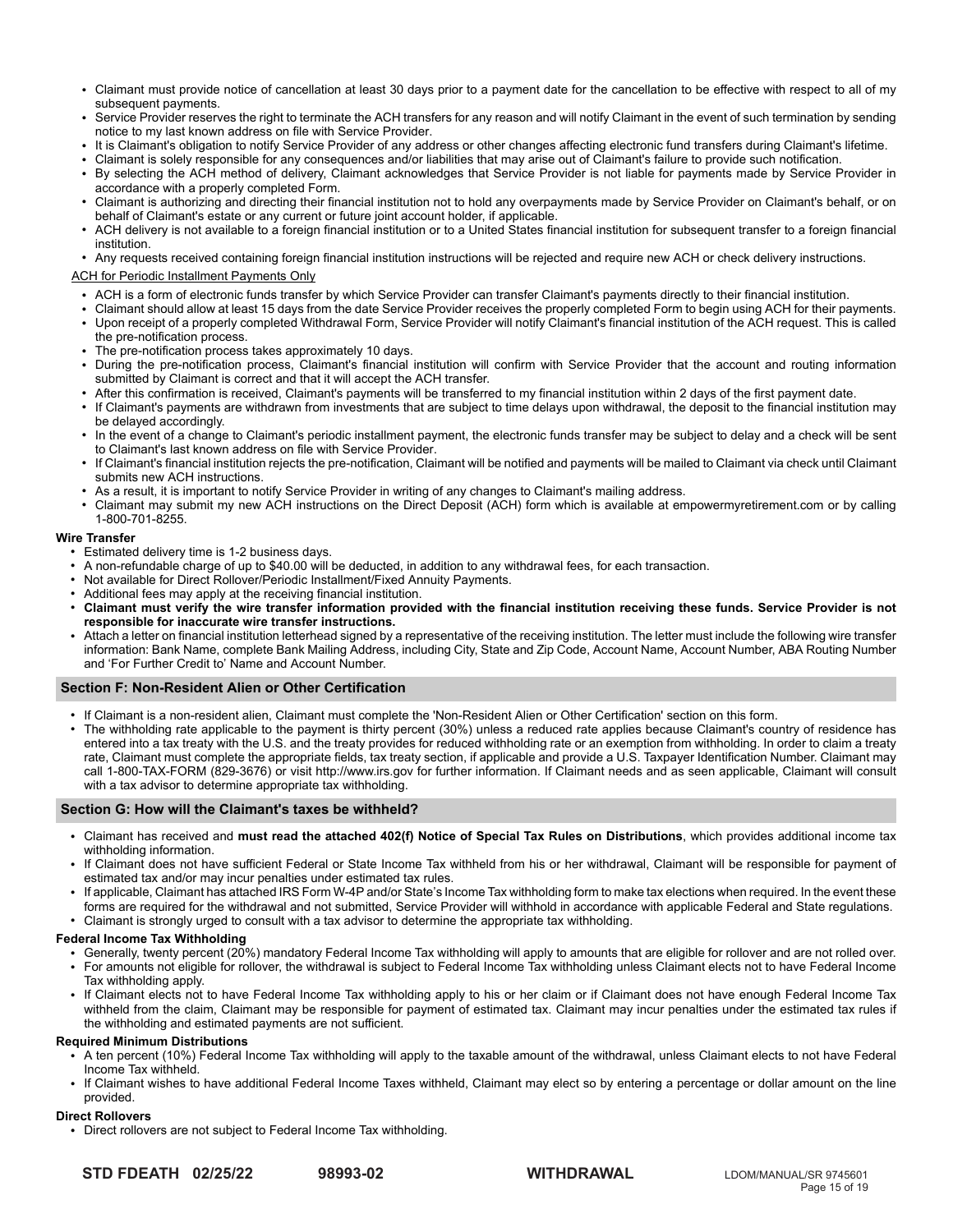- Claimant must provide notice of cancellation at least 30 days prior to a payment date for the cancellation to be effective with respect to all of my subsequent payments.
- Service Provider reserves the right to terminate the ACH transfers for any reason and will notify Claimant in the event of such termination by sending notice to my last known address on file with Service Provider.
- It is Claimant's obligation to notify Service Provider of any address or other changes affecting electronic fund transfers during Claimant's lifetime.
- Claimant is solely responsible for any consequences and/or liabilities that may arise out of Claimant's failure to provide such notification.
- By selecting the ACH method of delivery, Claimant acknowledges that Service Provider is not liable for payments made by Service Provider in accordance with a properly completed Form.
- Claimant is authorizing and directing their financial institution not to hold any overpayments made by Service Provider on Claimant's behalf, or on behalf of Claimant's estate or any current or future joint account holder, if applicable.
- ACH delivery is not available to a foreign financial institution or to a United States financial institution for subsequent transfer to a foreign financial institution.
- Any requests received containing foreign financial institution instructions will be rejected and require new ACH or check delivery instructions.

ACH for Periodic Installment Payments Only

- ACH is a form of electronic funds transfer by which Service Provider can transfer Claimant's payments directly to their financial institution.
- Claimant should allow at least 15 days from the date Service Provider receives the properly completed Form to begin using ACH for their payments.
- Upon receipt of a properly completed Withdrawal Form, Service Provider will notify Claimant's financial institution of the ACH request. This is called the pre-notification process.
- The pre-notification process takes approximately 10 days.
- During the pre-notification process, Claimant's financial institution will confirm with Service Provider that the account and routing information submitted by Claimant is correct and that it will accept the ACH transfer.
- After this confirmation is received, Claimant's payments will be transferred to my financial institution within 2 days of the first payment date.
- If Claimant's payments are withdrawn from investments that are subject to time delays upon withdrawal, the deposit to the financial institution may be delayed accordingly.
- In the event of a change to Claimant's periodic installment payment, the electronic funds transfer may be subject to delay and a check will be sent to Claimant's last known address on file with Service Provider.
- If Claimant's financial institution rejects the pre-notification, Claimant will be notified and payments will be mailed to Claimant via check until Claimant submits new ACH instructions.
- As a result, it is important to notify Service Provider in writing of any changes to Claimant's mailing address.
- Claimant may submit my new ACH instructions on the Direct Deposit (ACH) form which is available at empowermyretirement.com or by calling 1-800-701-8255.

**Wire Transfer**

- Estimated delivery time is 1-2 business days.
- A non-refundable charge of up to $40.00 will be deducted, in addition to any withdrawal fees, for each transaction.
- Not available for Direct Rollover/Periodic Installment/Fixed Annuity Payments.
- Additional fees may apply at the receiving financial institution.
- **Claimant must verify the wire transfer information provided with the financial institution receiving these funds. Service Provider is not responsible for inaccurate wire transfer instructions.**
- Attach a letter on financial institution letterhead signed by a representative of the receiving institution. The letter must include the following wire transfer information: Bank Name, complete Bank Mailing Address, including City, State and Zip Code, Account Name, Account Number, ABA Routing Number and 'For Further Credit to' Name and Account Number.

## Section F: Non-Resident Alien or Other Certification

- If Claimant is a non-resident alien, Claimant must complete the 'Non-Resident Alien or Other Certification' section on this form.
- The withholding rate applicable to the payment is thirty percent (30%) unless a reduced rate applies because Claimant's country of residence has entered into a tax treaty with the U.S. and the treaty provides for reduced withholding rate or an exemption from withholding. In order to claim a treaty rate, Claimant must complete the appropriate fields, tax treaty section, if applicable and provide a U.S. Taxpayer Identification Number. Claimant may call 1-800-TAX-FORM (829-3676) or visit http://www.irs.gov for further information. If Claimant needs and as seen applicable, Claimant will consult with a tax advisor to determine appropriate tax withholding.

## Section G: How will the Claimant's taxes be withheld?

- Claimant has received and **must read the attached 402(f) Notice of Special Tax Rules on Distributions**, which provides additional income tax withholding information.
- If Claimant does not have sufficient Federal or State Income Tax withheld from his or her withdrawal, Claimant will be responsible for payment of estimated tax and/or may incur penalties under estimated tax rules.
- If applicable, Claimant has attached IRS Form W-4P and/or State's Income Tax withholding form to make tax elections when required. In the event these forms are required for the withdrawal and not submitted, Service Provider will withhold in accordance with applicable Federal and State regulations.
- Claimant is strongly urged to consult with a tax advisor to determine the appropriate tax withholding.

**Federal Income Tax Withholding**

- Generally, twenty percent (20%) mandatory Federal Income Tax withholding will apply to amounts that are eligible for rollover and are not rolled over.
- For amounts not eligible for rollover, the withdrawal is subject to Federal Income Tax withholding unless Claimant elects not to have Federal Income Tax withholding apply.
- If Claimant elects not to have Federal Income Tax withholding apply to his or her claim or if Claimant does not have enough Federal Income Tax withheld from the claim, Claimant may be responsible for payment of estimated tax. Claimant may incur penalties under the estimated tax rules if the withholding and estimated payments are not sufficient.

**Required Minimum Distributions**

- A ten percent (10%) Federal Income Tax withholding will apply to the taxable amount of the withdrawal, unless Claimant elects to not have Federal Income Tax withheld.
- If Claimant wishes to have additional Federal Income Taxes withheld, Claimant may elect so by entering a percentage or dollar amount on the line provided.

**Direct Rollovers**

- Direct rollovers are not subject to Federal Income Tax withholding.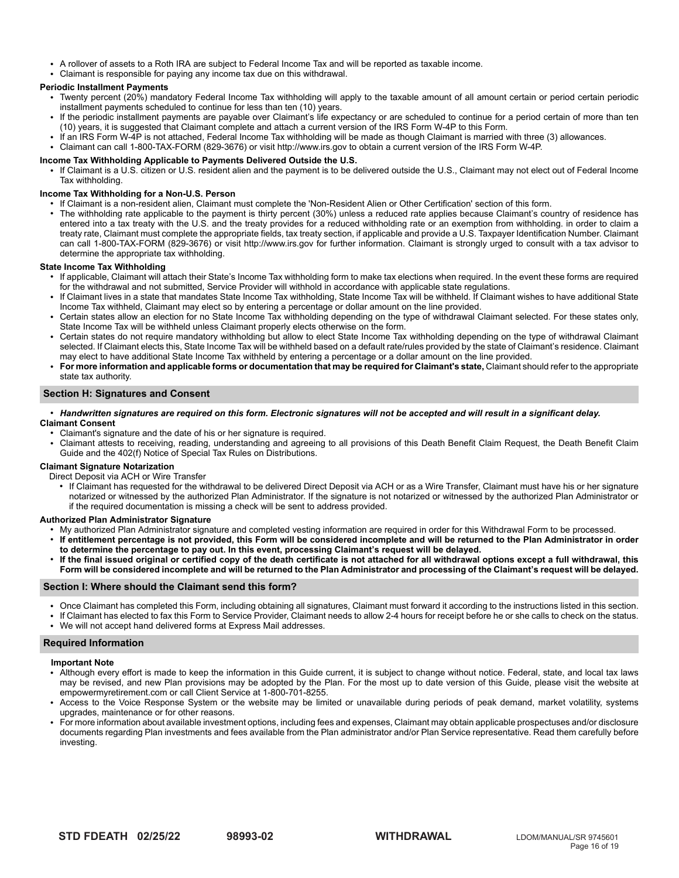- A rollover of assets to a Roth IRA are subject to Federal Income Tax and will be reported as taxable income.
- Claimant is responsible for paying any income tax due on this withdrawal.

**Periodic Installment Payments**

- Twenty percent (20%) mandatory Federal Income Tax withholding will apply to the taxable amount of all amount certain or period certain periodic installment payments scheduled to continue for less than ten (10) years.
- If the periodic installment payments are payable over Claimant's life expectancy or are scheduled to continue for a period certain of more than ten (10) years, it is suggested that Claimant complete and attach a current version of the IRS Form W-4P to this Form.
- If an IRS Form W-4P is not attached, Federal Income Tax withholding will be made as though Claimant is married with three (3) allowances.
- Claimant can call 1-800-TAX-FORM (829-3676) or visit http://www.irs.gov to obtain a current version of the IRS Form W-4P.

**Income Tax Withholding Applicable to Payments Delivered Outside the U.S.**

- If Claimant is a U.S. citizen or U.S. resident alien and the payment is to be delivered outside the U.S., Claimant may not elect out of Federal Income Tax withholding.

**Income Tax Withholding for a Non-U.S. Person**

- If Claimant is a non-resident alien, Claimant must complete the 'Non-Resident Alien or Other Certification' section of this form.
- The withholding rate applicable to the payment is thirty percent (30%) unless a reduced rate applies because Claimant's country of residence has entered into a tax treaty with the U.S. and the treaty provides for a reduced withholding rate or an exemption from withholding. in order to claim a treaty rate, Claimant must complete the appropriate fields, tax treaty section, if applicable and provide a U.S. Taxpayer Identification Number. Claimant can call 1-800-TAX-FORM (829-3676) or visit http://www.irs.gov for further information. Claimant is strongly urged to consult with a tax advisor to determine the appropriate tax withholding.

**State Income Tax Withholding**

- If applicable, Claimant will attach their State's Income Tax withholding form to make tax elections when required. In the event these forms are required for the withdrawal and not submitted, Service Provider will withhold in accordance with applicable state regulations.
- If Claimant lives in a state that mandates State Income Tax withholding, State Income Tax will be withheld. If Claimant wishes to have additional State Income Tax withheld, Claimant may elect so by entering a percentage or dollar amount on the line provided.
- Certain states allow an election for no State Income Tax withholding depending on the type of withdrawal Claimant selected. For these states only, State Income Tax will be withheld unless Claimant properly elects otherwise on the form.
- Certain states do not require mandatory withholding but allow to elect State Income Tax withholding depending on the type of withdrawal Claimant selected. If Claimant elects this, State Income Tax will be withheld based on a default rate/rules provided by the state of Claimant's residence. Claimant may elect to have additional State Income Tax withheld by entering a percentage or a dollar amount on the line provided.
- **For more information and applicable forms or documentation that may be required for Claimant's state,** Claimant should refer to the appropriate state tax authority.

## Section H: Signatures and Consent

- ***Handwritten signatures are required on this form. Electronic signatures will not be accepted and will result in a significant delay.***

**Claimant Consent**

- Claimant's signature and the date of his or her signature is required.
- Claimant attests to receiving, reading, understanding and agreeing to all provisions of this Death Benefit Claim Request, the Death Benefit Claim Guide and the 402(f) Notice of Special Tax Rules on Distributions.

**Claimant Signature Notarization**

Direct Deposit via ACH or Wire Transfer

- If Claimant has requested for the withdrawal to be delivered Direct Deposit via ACH or as a Wire Transfer, Claimant must have his or her signature notarized or witnessed by the authorized Plan Administrator. If the signature is not notarized or witnessed by the authorized Plan Administrator or if the required documentation is missing a check will be sent to address provided.

**Authorized Plan Administrator Signature**

- My authorized Plan Administrator signature and completed vesting information are required in order for this Withdrawal Form to be processed.
- **If entitlement percentage is not provided, this Form will be considered incomplete and will be returned to the Plan Administrator in order to determine the percentage to pay out. In this event, processing Claimant's request will be delayed.**
- **If the final issued original or certified copy of the death certificate is not attached for all withdrawal options except a full withdrawal, this Form will be considered incomplete and will be returned to the Plan Administrator and processing of the Claimant's request will be delayed.**

## Section I: Where should the Claimant send this form?

- Once Claimant has completed this Form, including obtaining all signatures, Claimant must forward it according to the instructions listed in this section.
- If Claimant has elected to fax this Form to Service Provider, Claimant needs to allow 2-4 hours for receipt before he or she calls to check on the status.
- We will not accept hand delivered forms at Express Mail addresses.

## Required Information

**Important Note**

- Although every effort is made to keep the information in this Guide current, it is subject to change without notice. Federal, state, and local tax laws may be revised, and new Plan provisions may be adopted by the Plan. For the most up to date version of this Guide, please visit the website at empowermyretirement.com or call Client Service at 1-800-701-8255.
- Access to the Voice Response System or the website may be limited or unavailable during periods of peak demand, market volatility, systems upgrades, maintenance or for other reasons.
- For more information about available investment options, including fees and expenses, Claimant may obtain applicable prospectuses and/or disclosure documents regarding Plan investments and fees available from the Plan administrator and/or Plan Service representative. Read them carefully before investing.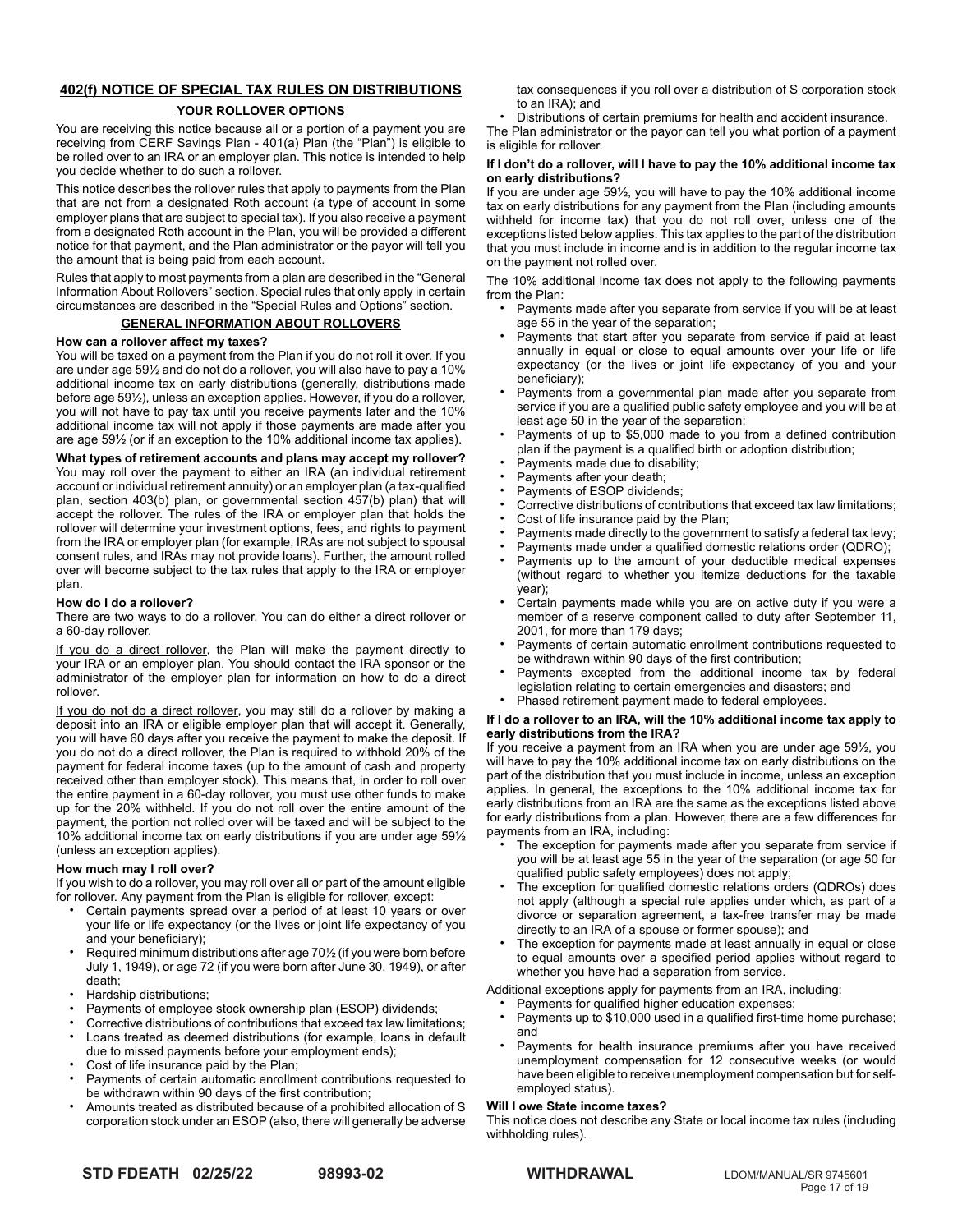## 402(f) NOTICE OF SPECIAL TAX RULES ON DISTRIBUTIONS

### YOUR ROLLOVER OPTIONS

You are receiving this notice because all or a portion of a payment you are receiving from CERF Savings Plan - 401(a) Plan (the "Plan") is eligible to be rolled over to an IRA or an employer plan. This notice is intended to help you decide whether to do such a rollover.

This notice describes the rollover rules that apply to payments from the Plan that are not from a designated Roth account (a type of account in some employer plans that are subject to special tax). If you also receive a payment from a designated Roth account in the Plan, you will be provided a different notice for that payment, and the Plan administrator or the payor will tell you the amount that is being paid from each account.

Rules that apply to most payments from a plan are described in the "General Information About Rollovers" section. Special rules that only apply in certain circumstances are described in the "Special Rules and Options" section.

### GENERAL INFORMATION ABOUT ROLLOVERS

**How can a rollover affect my taxes?**

You will be taxed on a payment from the Plan if you do not roll it over. If you are under age 59½ and do not do a rollover, you will also have to pay a 10% additional income tax on early distributions (generally, distributions made before age 59½), unless an exception applies. However, if you do a rollover, you will not have to pay tax until you receive payments later and the 10% additional income tax will not apply if those payments are made after you are age 59½ (or if an exception to the 10% additional income tax applies).

**What types of retirement accounts and plans may accept my rollover?**

You may roll over the payment to either an IRA (an individual retirement account or individual retirement annuity) or an employer plan (a tax-qualified plan, section 403(b) plan, or governmental section 457(b) plan) that will accept the rollover. The rules of the IRA or employer plan that holds the rollover will determine your investment options, fees, and rights to payment from the IRA or employer plan (for example, IRAs are not subject to spousal consent rules, and IRAs may not provide loans). Further, the amount rolled over will become subject to the tax rules that apply to the IRA or employer plan.

**How do I do a rollover?**

There are two ways to do a rollover. You can do either a direct rollover or a 60-day rollover.

If you do a direct rollover, the Plan will make the payment directly to your IRA or an employer plan. You should contact the IRA sponsor or the administrator of the employer plan for information on how to do a direct rollover.

If you do not do a direct rollover, you may still do a rollover by making a deposit into an IRA or eligible employer plan that will accept it. Generally, you will have 60 days after you receive the payment to make the deposit. If you do not do a direct rollover, the Plan is required to withhold 20% of the payment for federal income taxes (up to the amount of cash and property received other than employer stock). This means that, in order to roll over the entire payment in a 60-day rollover, you must use other funds to make up for the 20% withheld. If you do not roll over the entire amount of the payment, the portion not rolled over will be taxed and will be subject to the 10% additional income tax on early distributions if you are under age 59½ (unless an exception applies).

**How much may I roll over?**

If you wish to do a rollover, you may roll over all or part of the amount eligible for rollover. Any payment from the Plan is eligible for rollover, except:

- Certain payments spread over a period of at least 10 years or over your life or life expectancy (or the lives or joint life expectancy of you and your beneficiary);
- Required minimum distributions after age 70½ (if you were born before July 1, 1949), or age 72 (if you were born after June 30, 1949), or after death;
- Hardship distributions;
- Payments of employee stock ownership plan (ESOP) dividends;
- Corrective distributions of contributions that exceed tax law limitations;
- Loans treated as deemed distributions (for example, loans in default due to missed payments before your employment ends);
- Cost of life insurance paid by the Plan;
- Payments of certain automatic enrollment contributions requested to be withdrawn within 90 days of the first contribution;
- Amounts treated as distributed because of a prohibited allocation of S corporation stock under an ESOP (also, there will generally be adverse tax consequences if you roll over a distribution of S corporation stock to an IRA); and
- Distributions of certain premiums for health and accident insurance.

The Plan administrator or the payor can tell you what portion of a payment is eligible for rollover.

**If I don't do a rollover, will I have to pay the 10% additional income tax on early distributions?**

If you are under age 59½, you will have to pay the 10% additional income tax on early distributions for any payment from the Plan (including amounts withheld for income tax) that you do not roll over, unless one of the exceptions listed below applies. This tax applies to the part of the distribution that you must include in income and is in addition to the regular income tax on the payment not rolled over.

The 10% additional income tax does not apply to the following payments from the Plan:

- Payments made after you separate from service if you will be at least age 55 in the year of the separation;
- Payments that start after you separate from service if paid at least annually in equal or close to equal amounts over your life or life expectancy (or the lives or joint life expectancy of you and your beneficiary);
- Payments from a governmental plan made after you separate from service if you are a qualified public safety employee and you will be at least age 50 in the year of the separation;
- Payments of up to $5,000 made to you from a defined contribution plan if the payment is a qualified birth or adoption distribution;
- Payments made due to disability;
- Payments after your death;
- Payments of ESOP dividends;
- Corrective distributions of contributions that exceed tax law limitations;
- Cost of life insurance paid by the Plan;
- Payments made directly to the government to satisfy a federal tax levy;
- Payments made under a qualified domestic relations order (QDRO);
- Payments up to the amount of your deductible medical expenses (without regard to whether you itemize deductions for the taxable year);
- Certain payments made while you are on active duty if you were a member of a reserve component called to duty after September 11, 2001, for more than 179 days;
- Payments of certain automatic enrollment contributions requested to be withdrawn within 90 days of the first contribution;
- Payments excepted from the additional income tax by federal legislation relating to certain emergencies and disasters; and
- Phased retirement payment made to federal employees.

**If I do a rollover to an IRA, will the 10% additional income tax apply to early distributions from the IRA?**

If you receive a payment from an IRA when you are under age 59½, you will have to pay the 10% additional income tax on early distributions on the part of the distribution that you must include in income, unless an exception applies. In general, the exceptions to the 10% additional income tax for early distributions from an IRA are the same as the exceptions listed above for early distributions from a plan. However, there are a few differences for payments from an IRA, including:

- The exception for payments made after you separate from service if you will be at least age 55 in the year of the separation (or age 50 for qualified public safety employees) does not apply;
- The exception for qualified domestic relations orders (QDROs) does not apply (although a special rule applies under which, as part of a divorce or separation agreement, a tax-free transfer may be made directly to an IRA of a spouse or former spouse); and
- The exception for payments made at least annually in equal or close to equal amounts over a specified period applies without regard to whether you have had a separation from service.

Additional exceptions apply for payments from an IRA, including:

- Payments for qualified higher education expenses;
- Payments up to $10,000 used in a qualified first-time home purchase; and
- Payments for health insurance premiums after you have received unemployment compensation for 12 consecutive weeks (or would have been eligible to receive unemployment compensation but for self-employed status).

**Will I owe State income taxes?**

This notice does not describe any State or local income tax rules (including withholding rules).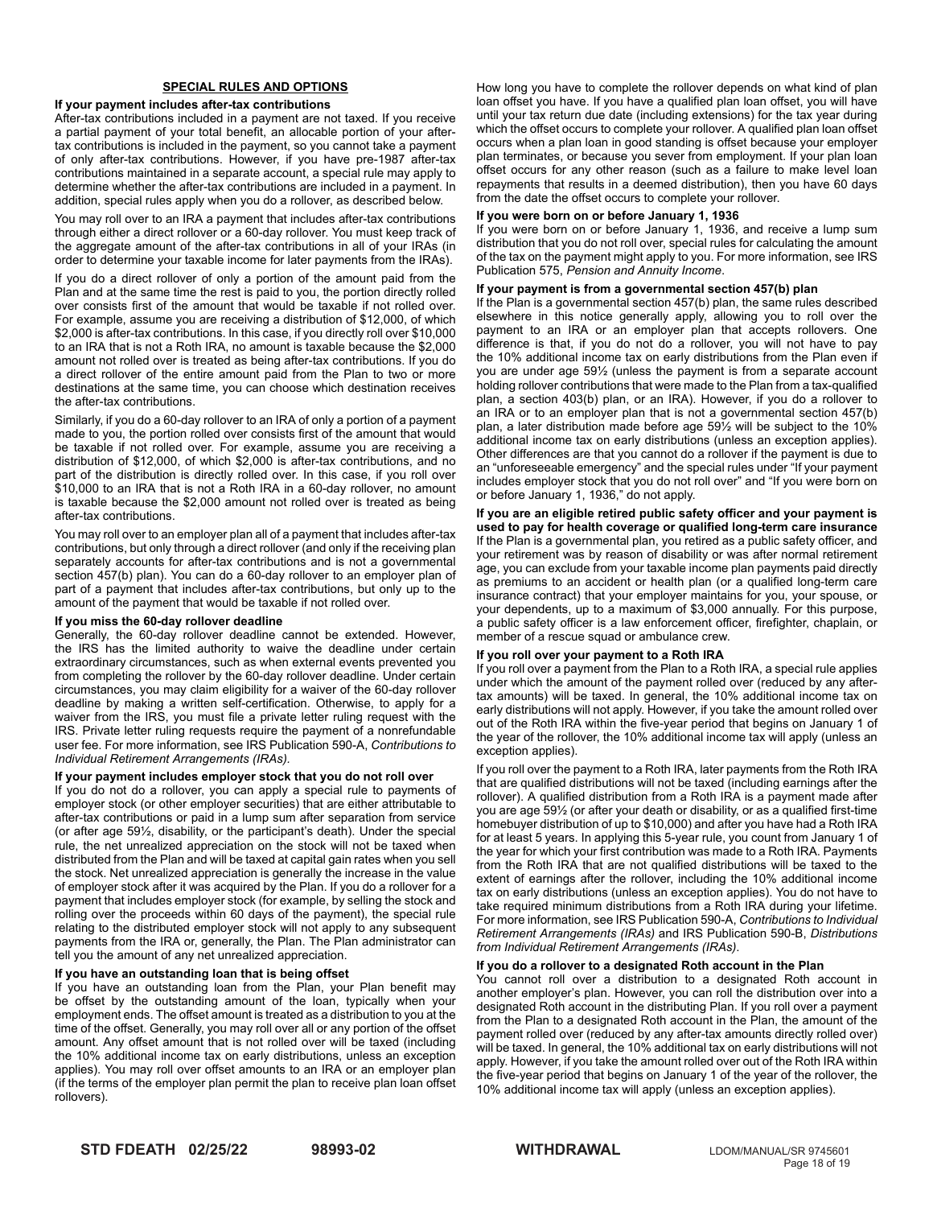## SPECIAL RULES AND OPTIONS

### If your payment includes after-tax contributions

After-tax contributions included in a payment are not taxed. If you receive a partial payment of your total benefit, an allocable portion of your after-tax contributions is included in the payment, so you cannot take a payment of only after-tax contributions. However, if you have pre-1987 after-tax contributions maintained in a separate account, a special rule may apply to determine whether the after-tax contributions are included in a payment. In addition, special rules apply when you do a rollover, as described below.

You may roll over to an IRA a payment that includes after-tax contributions through either a direct rollover or a 60-day rollover. You must keep track of the aggregate amount of the after-tax contributions in all of your IRAs (in order to determine your taxable income for later payments from the IRAs).

If you do a direct rollover of only a portion of the amount paid from the Plan and at the same time the rest is paid to you, the portion directly rolled over consists first of the amount that would be taxable if not rolled over. For example, assume you are receiving a distribution of $12,000, of which $2,000 is after-tax contributions. In this case, if you directly roll over $10,000 to an IRA that is not a Roth IRA, no amount is taxable because the $2,000 amount not rolled over is treated as being after-tax contributions. If you do a direct rollover of the entire amount paid from the Plan to two or more destinations at the same time, you can choose which destination receives the after-tax contributions.

Similarly, if you do a 60-day rollover to an IRA of only a portion of a payment made to you, the portion rolled over consists first of the amount that would be taxable if not rolled over. For example, assume you are receiving a distribution of $12,000, of which $2,000 is after-tax contributions, and no part of the distribution is directly rolled over. In this case, if you roll over $10,000 to an IRA that is not a Roth IRA in a 60-day rollover, no amount is taxable because the $2,000 amount not rolled over is treated as being after-tax contributions.

You may roll over to an employer plan all of a payment that includes after-tax contributions, but only through a direct rollover (and only if the receiving plan separately accounts for after-tax contributions and is not a governmental section 457(b) plan). You can do a 60-day rollover to an employer plan of part of a payment that includes after-tax contributions, but only up to the amount of the payment that would be taxable if not rolled over.

### If you miss the 60-day rollover deadline

Generally, the 60-day rollover deadline cannot be extended. However, the IRS has the limited authority to waive the deadline under certain extraordinary circumstances, such as when external events prevented you from completing the rollover by the 60-day rollover deadline. Under certain circumstances, you may claim eligibility for a waiver of the 60-day rollover deadline by making a written self-certification. Otherwise, to apply for a waiver from the IRS, you must file a private letter ruling request with the IRS. Private letter ruling requests require the payment of a nonrefundable user fee. For more information, see IRS Publication 590-A, *Contributions to Individual Retirement Arrangements (IRAs).*

### If your payment includes employer stock that you do not roll over

If you do not do a rollover, you can apply a special rule to payments of employer stock (or other employer securities) that are either attributable to after-tax contributions or paid in a lump sum after separation from service (or after age 59½, disability, or the participant's death). Under the special rule, the net unrealized appreciation on the stock will not be taxed when distributed from the Plan and will be taxed at capital gain rates when you sell the stock. Net unrealized appreciation is generally the increase in the value of employer stock after it was acquired by the Plan. If you do a rollover for a payment that includes employer stock (for example, by selling the stock and rolling over the proceeds within 60 days of the payment), the special rule relating to the distributed employer stock will not apply to any subsequent payments from the IRA or, generally, the Plan. The Plan administrator can tell you the amount of any net unrealized appreciation.

### If you have an outstanding loan that is being offset

If you have an outstanding loan from the Plan, your Plan benefit may be offset by the outstanding amount of the loan, typically when your employment ends. The offset amount is treated as a distribution to you at the time of the offset. Generally, you may roll over all or any portion of the offset amount. Any offset amount that is not rolled over will be taxed (including the 10% additional income tax on early distributions, unless an exception applies). You may roll over offset amounts to an IRA or an employer plan (if the terms of the employer plan permit the plan to receive plan loan offset rollovers).

How long you have to complete the rollover depends on what kind of plan loan offset you have. If you have a qualified plan loan offset, you will have until your tax return due date (including extensions) for the tax year during which the offset occurs to complete your rollover. A qualified plan loan offset occurs when a plan loan in good standing is offset because your employer plan terminates, or because you sever from employment. If your plan loan offset occurs for any other reason (such as a failure to make level loan repayments that results in a deemed distribution), then you have 60 days from the date the offset occurs to complete your rollover.

### If you were born on or before January 1, 1936

If you were born on or before January 1, 1936, and receive a lump sum distribution that you do not roll over, special rules for calculating the amount of the tax on the payment might apply to you. For more information, see IRS Publication 575, *Pension and Annuity Income*.

### If your payment is from a governmental section 457(b) plan

If the Plan is a governmental section 457(b) plan, the same rules described elsewhere in this notice generally apply, allowing you to roll over the payment to an IRA or an employer plan that accepts rollovers. One difference is that, if you do not do a rollover, you will not have to pay the 10% additional income tax on early distributions from the Plan even if you are under age 59½ (unless the payment is from a separate account holding rollover contributions that were made to the Plan from a tax-qualified plan, a section 403(b) plan, or an IRA). However, if you do a rollover to an IRA or to an employer plan that is not a governmental section 457(b) plan, a later distribution made before age 59½ will be subject to the 10% additional income tax on early distributions (unless an exception applies). Other differences are that you cannot do a rollover if the payment is due to an "unforeseeable emergency" and the special rules under "If your payment includes employer stock that you do not roll over" and "If you were born on or before January 1, 1936," do not apply.

### If you are an eligible retired public safety officer and your payment is used to pay for health coverage or qualified long-term care insurance

If the Plan is a governmental plan, you retired as a public safety officer, and your retirement was by reason of disability or was after normal retirement age, you can exclude from your taxable income plan payments paid directly as premiums to an accident or health plan (or a qualified long-term care insurance contract) that your employer maintains for you, your spouse, or your dependents, up to a maximum of $3,000 annually. For this purpose, a public safety officer is a law enforcement officer, firefighter, chaplain, or member of a rescue squad or ambulance crew.

### If you roll over your payment to a Roth IRA

If you roll over a payment from the Plan to a Roth IRA, a special rule applies under which the amount of the payment rolled over (reduced by any after-tax amounts) will be taxed. In general, the 10% additional income tax on early distributions will not apply. However, if you take the amount rolled over out of the Roth IRA within the five-year period that begins on January 1 of the year of the rollover, the 10% additional income tax will apply (unless an exception applies).

If you roll over the payment to a Roth IRA, later payments from the Roth IRA that are qualified distributions will not be taxed (including earnings after the rollover). A qualified distribution from a Roth IRA is a payment made after you are age 59½ (or after your death or disability, or as a qualified first-time homebuyer distribution of up to $10,000) and after you have had a Roth IRA for at least 5 years. In applying this 5-year rule, you count from January 1 of the year for which your first contribution was made to a Roth IRA. Payments from the Roth IRA that are not qualified distributions will be taxed to the extent of earnings after the rollover, including the 10% additional income tax on early distributions (unless an exception applies). You do not have to take required minimum distributions from a Roth IRA during your lifetime. For more information, see IRS Publication 590-A, *Contributions to Individual Retirement Arrangements (IRAs)* and IRS Publication 590-B, *Distributions from Individual Retirement Arrangements (IRAs)*.

### If you do a rollover to a designated Roth account in the Plan

You cannot roll over a distribution to a designated Roth account in another employer's plan. However, you can roll the distribution over into a designated Roth account in the distributing Plan. If you roll over a payment from the Plan to a designated Roth account in the Plan, the amount of the payment rolled over (reduced by any after-tax amounts directly rolled over) will be taxed. In general, the 10% additional tax on early distributions will not apply. However, if you take the amount rolled over out of the Roth IRA within the five-year period that begins on January 1 of the year of the rollover, the 10% additional income tax will apply (unless an exception applies).

**STD FDEATH 02/25/22** **98993-02** **WITHDRAWAL** LDOM/MANUAL/SR 9745601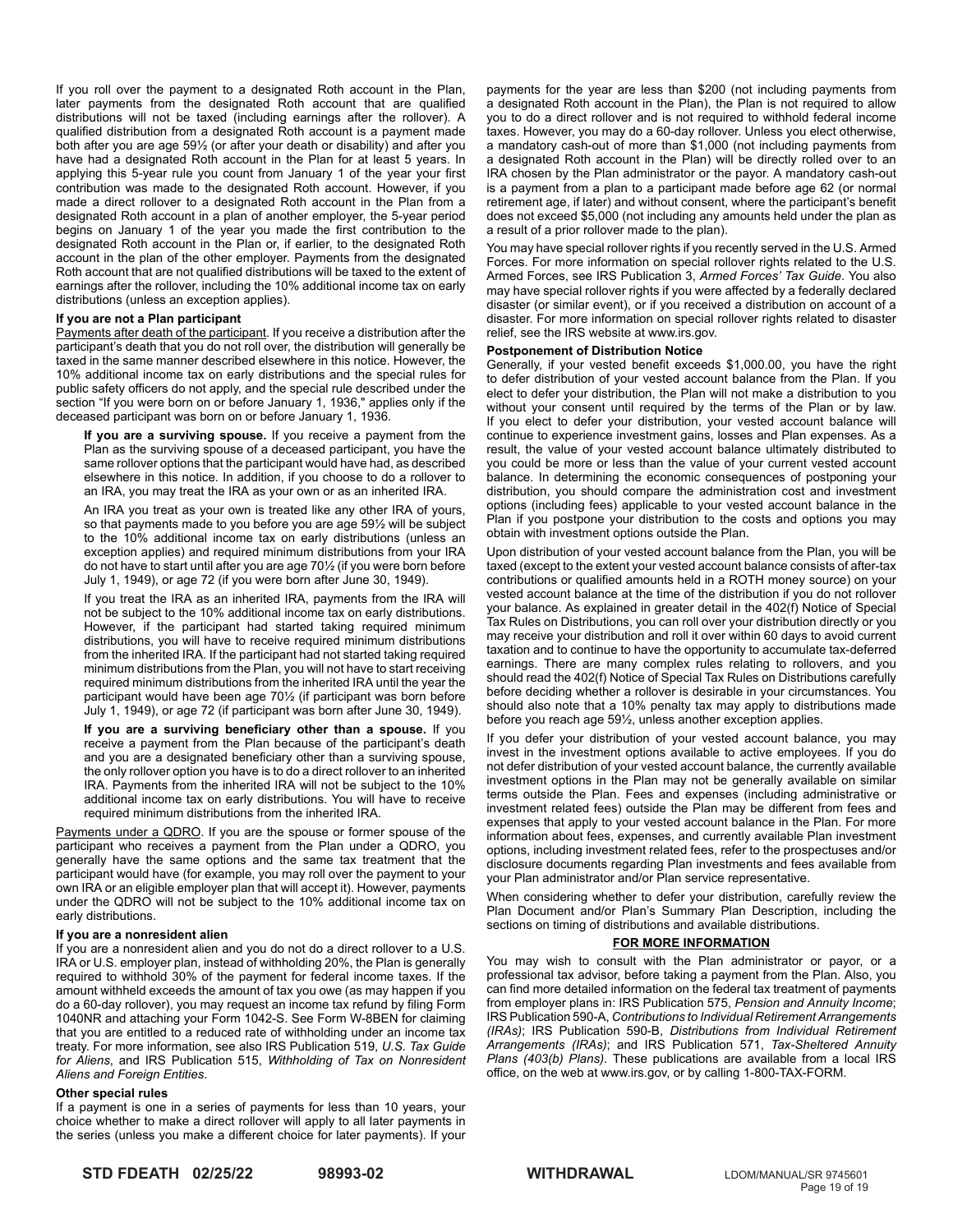If you roll over the payment to a designated Roth account in the Plan, later payments from the designated Roth account that are qualified distributions will not be taxed (including earnings after the rollover). A qualified distribution from a designated Roth account is a payment made both after you are age 59½ (or after your death or disability) and after you have had a designated Roth account in the Plan for at least 5 years. In applying this 5-year rule you count from January 1 of the year your first contribution was made to the designated Roth account. However, if you made a direct rollover to a designated Roth account in the Plan from a designated Roth account in a plan of another employer, the 5-year period begins on January 1 of the year you made the first contribution to the designated Roth account in the Plan or, if earlier, to the designated Roth account in the plan of the other employer. Payments from the designated Roth account that are not qualified distributions will be taxed to the extent of earnings after the rollover, including the 10% additional income tax on early distributions (unless an exception applies).

**If you are not a Plan participant**

Payments after death of the participant. If you receive a distribution after the participant's death that you do not roll over, the distribution will generally be taxed in the same manner described elsewhere in this notice. However, the 10% additional income tax on early distributions and the special rules for public safety officers do not apply, and the special rule described under the section "If you were born on or before January 1, 1936," applies only if the deceased participant was born on or before January 1, 1936.

**If you are a surviving spouse.** If you receive a payment from the Plan as the surviving spouse of a deceased participant, you have the same rollover options that the participant would have had, as described elsewhere in this notice. In addition, if you choose to do a rollover to an IRA, you may treat the IRA as your own or as an inherited IRA.

An IRA you treat as your own is treated like any other IRA of yours, so that payments made to you before you are age 59½ will be subject to the 10% additional income tax on early distributions (unless an exception applies) and required minimum distributions from your IRA do not have to start until after you are age 70½ (if you were born before July 1, 1949), or age 72 (if you were born after June 30, 1949).

If you treat the IRA as an inherited IRA, payments from the IRA will not be subject to the 10% additional income tax on early distributions. However, if the participant had started taking required minimum distributions, you will have to receive required minimum distributions from the inherited IRA. If the participant had not started taking required minimum distributions from the Plan, you will not have to start receiving required minimum distributions from the inherited IRA until the year the participant would have been age 70½ (if participant was born before July 1, 1949), or age 72 (if participant was born after June 30, 1949).

**If you are a surviving beneficiary other than a spouse.** If you receive a payment from the Plan because of the participant's death and you are a designated beneficiary other than a surviving spouse, the only rollover option you have is to do a direct rollover to an inherited IRA. Payments from the inherited IRA will not be subject to the 10% additional income tax on early distributions. You will have to receive required minimum distributions from the inherited IRA.

Payments under a QDRO. If you are the spouse or former spouse of the participant who receives a payment from the Plan under a QDRO, you generally have the same options and the same tax treatment that the participant would have (for example, you may roll over the payment to your own IRA or an eligible employer plan that will accept it). However, payments under the QDRO will not be subject to the 10% additional income tax on early distributions.

**If you are a nonresident alien**

If you are a nonresident alien and you do not do a direct rollover to a U.S. IRA or U.S. employer plan, instead of withholding 20%, the Plan is generally required to withhold 30% of the payment for federal income taxes. If the amount withheld exceeds the amount of tax you owe (as may happen if you do a 60-day rollover), you may request an income tax refund by filing Form 1040NR and attaching your Form 1042-S. See Form W-8BEN for claiming that you are entitled to a reduced rate of withholding under an income tax treaty. For more information, see also IRS Publication 519, *U.S. Tax Guide for Aliens*, and IRS Publication 515, *Withholding of Tax on Nonresident Aliens and Foreign Entities*.

**Other special rules**

If a payment is one in a series of payments for less than 10 years, your choice whether to make a direct rollover will apply to all later payments in the series (unless you make a different choice for later payments). If your payments for the year are less than $200 (not including payments from a designated Roth account in the Plan), the Plan is not required to allow you to do a direct rollover and is not required to withhold federal income taxes. However, you may do a 60-day rollover. Unless you elect otherwise, a mandatory cash-out of more than $1,000 (not including payments from a designated Roth account in the Plan) will be directly rolled over to an IRA chosen by the Plan administrator or the payor. A mandatory cash-out is a payment from a plan to a participant made before age 62 (or normal retirement age, if later) and without consent, where the participant's benefit does not exceed $5,000 (not including any amounts held under the plan as a result of a prior rollover made to the plan).

You may have special rollover rights if you recently served in the U.S. Armed Forces. For more information on special rollover rights related to the U.S. Armed Forces, see IRS Publication 3, *Armed Forces' Tax Guide*. You also may have special rollover rights if you were affected by a federally declared disaster (or similar event), or if you received a distribution on account of a disaster. For more information on special rollover rights related to disaster relief, see the IRS website at www.irs.gov.

**Postponement of Distribution Notice**

Generally, if your vested benefit exceeds $1,000.00, you have the right to defer distribution of your vested account balance from the Plan. If you elect to defer your distribution, the Plan will not make a distribution to you without your consent until required by the terms of the Plan or by law. If you elect to defer your distribution, your vested account balance will continue to experience investment gains, losses and Plan expenses. As a result, the value of your vested account balance ultimately distributed to you could be more or less than the value of your current vested account balance. In determining the economic consequences of postponing your distribution, you should compare the administration cost and investment options (including fees) applicable to your vested account balance in the Plan if you postpone your distribution to the costs and options you may obtain with investment options outside the Plan.

Upon distribution of your vested account balance from the Plan, you will be taxed (except to the extent your vested account balance consists of after-tax contributions or qualified amounts held in a ROTH money source) on your vested account balance at the time of the distribution if you do not rollover your balance. As explained in greater detail in the 402(f) Notice of Special Tax Rules on Distributions, you can roll over your distribution directly or you may receive your distribution and roll it over within 60 days to avoid current taxation and to continue to have the opportunity to accumulate tax-deferred earnings. There are many complex rules relating to rollovers, and you should read the 402(f) Notice of Special Tax Rules on Distributions carefully before deciding whether a rollover is desirable in your circumstances. You should also note that a 10% penalty tax may apply to distributions made before you reach age 59½, unless another exception applies.

If you defer your distribution of your vested account balance, you may invest in the investment options available to active employees. If you do not defer distribution of your vested account balance, the currently available investment options in the Plan may not be generally available on similar terms outside the Plan. Fees and expenses (including administrative or investment related fees) outside the Plan may be different from fees and expenses that apply to your vested account balance in the Plan. For more information about fees, expenses, and currently available Plan investment options, including investment related fees, refer to the prospectuses and/or disclosure documents regarding Plan investments and fees available from your Plan administrator and/or Plan service representative.

When considering whether to defer your distribution, carefully review the Plan Document and/or Plan's Summary Plan Description, including the sections on timing of distributions and available distributions.

## FOR MORE INFORMATION

You may wish to consult with the Plan administrator or payor, or a professional tax advisor, before taking a payment from the Plan. Also, you can find more detailed information on the federal tax treatment of payments from employer plans in: IRS Publication 575, *Pension and Annuity Income*; IRS Publication 590-A, *Contributions to Individual Retirement Arrangements (IRAs)*; IRS Publication 590-B, *Distributions from Individual Retirement Arrangements (IRAs)*; and IRS Publication 571, *Tax-Sheltered Annuity Plans (403(b) Plans)*. These publications are available from a local IRS office, on the web at www.irs.gov, or by calling 1-800-TAX-FORM.